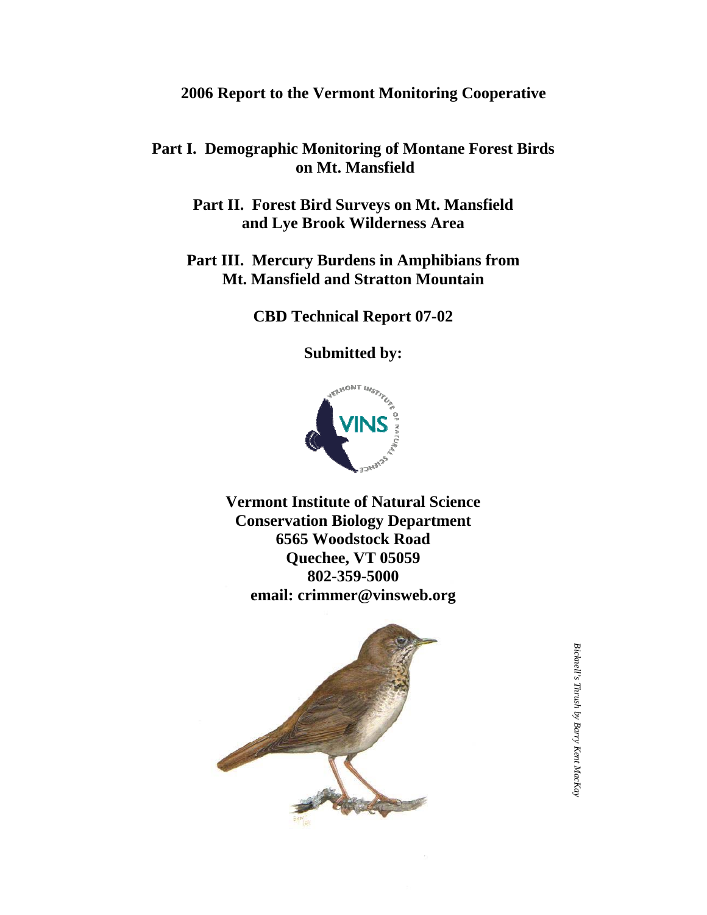**2006 Report to the Vermont Monitoring Cooperative**

# Part I. Demographic Monitoring of Montane Forest Birds on Mt. Mansfield

# Part II. Forest Bird Surveys on Mt. Mansfield and Lye Brook Wilderness Area

# Part III. Mercury Burdens in Amphibians from Mt. Mansfield and Stratton Mountain

**CBD Technical Report 07-02**

**Submitted by:**

**Vermont Institute of Natural Science**
**Conservation Biology Department**
**6565 Woodstock Road**
**Quechee, VT 05059**
**802-359-5000**
**email: crimmer@vinsweb.org**

*Bicknell's Thrush by Barry Kent MacKay*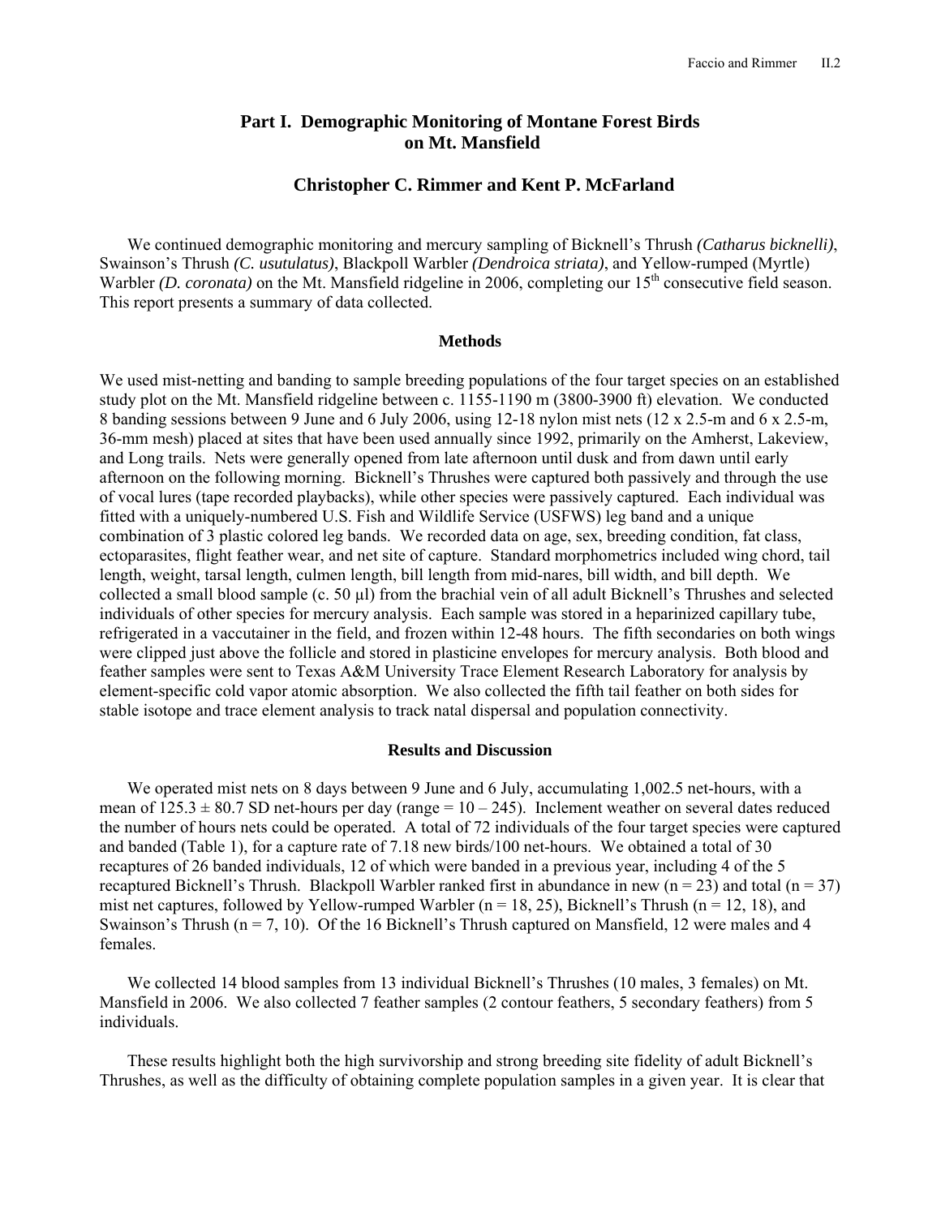# Part I. Demographic Monitoring of Montane Forest Birds on Mt. Mansfield

### Christopher C. Rimmer and Kent P. McFarland

We continued demographic monitoring and mercury sampling of Bicknell's Thrush *(Catharus bicknelli)*, Swainson's Thrush *(C. usutulatus)*, Blackpoll Warbler *(Dendroica striata)*, and Yellow-rumped (Myrtle) Warbler *(D. coronata)* on the Mt. Mansfield ridgeline in 2006, completing our 15th consecutive field season. This report presents a summary of data collected.

## Methods

We used mist-netting and banding to sample breeding populations of the four target species on an established study plot on the Mt. Mansfield ridgeline between c. 1155-1190 m (3800-3900 ft) elevation. We conducted 8 banding sessions between 9 June and 6 July 2006, using 12-18 nylon mist nets (12 x 2.5-m and 6 x 2.5-m, 36-mm mesh) placed at sites that have been used annually since 1992, primarily on the Amherst, Lakeview, and Long trails. Nets were generally opened from late afternoon until dusk and from dawn until early afternoon on the following morning. Bicknell's Thrushes were captured both passively and through the use of vocal lures (tape recorded playbacks), while other species were passively captured. Each individual was fitted with a uniquely-numbered U.S. Fish and Wildlife Service (USFWS) leg band and a unique combination of 3 plastic colored leg bands. We recorded data on age, sex, breeding condition, fat class, ectoparasites, flight feather wear, and net site of capture. Standard morphometrics included wing chord, tail length, weight, tarsal length, culmen length, bill length from mid-nares, bill width, and bill depth. We collected a small blood sample (c. 50 µl) from the brachial vein of all adult Bicknell's Thrushes and selected individuals of other species for mercury analysis. Each sample was stored in a heparinized capillary tube, refrigerated in a vaccutainer in the field, and frozen within 12-48 hours. The fifth secondaries on both wings were clipped just above the follicle and stored in plasticine envelopes for mercury analysis. Both blood and feather samples were sent to Texas A&M University Trace Element Research Laboratory for analysis by element-specific cold vapor atomic absorption. We also collected the fifth tail feather on both sides for stable isotope and trace element analysis to track natal dispersal and population connectivity.

## Results and Discussion

We operated mist nets on 8 days between 9 June and 6 July, accumulating 1,002.5 net-hours, with a mean of 125.3 ± 80.7 SD net-hours per day (range = 10 – 245). Inclement weather on several dates reduced the number of hours nets could be operated. A total of 72 individuals of the four target species were captured and banded (Table 1), for a capture rate of 7.18 new birds/100 net-hours. We obtained a total of 30 recaptures of 26 banded individuals, 12 of which were banded in a previous year, including 4 of the 5 recaptured Bicknell's Thrush. Blackpoll Warbler ranked first in abundance in new (n = 23) and total (n = 37) mist net captures, followed by Yellow-rumped Warbler (n = 18, 25), Bicknell's Thrush (n = 12, 18), and Swainson's Thrush (n = 7, 10). Of the 16 Bicknell's Thrush captured on Mansfield, 12 were males and 4 females.

We collected 14 blood samples from 13 individual Bicknell's Thrushes (10 males, 3 females) on Mt. Mansfield in 2006. We also collected 7 feather samples (2 contour feathers, 5 secondary feathers) from 5 individuals.

These results highlight both the high survivorship and strong breeding site fidelity of adult Bicknell's Thrushes, as well as the difficulty of obtaining complete population samples in a given year. It is clear that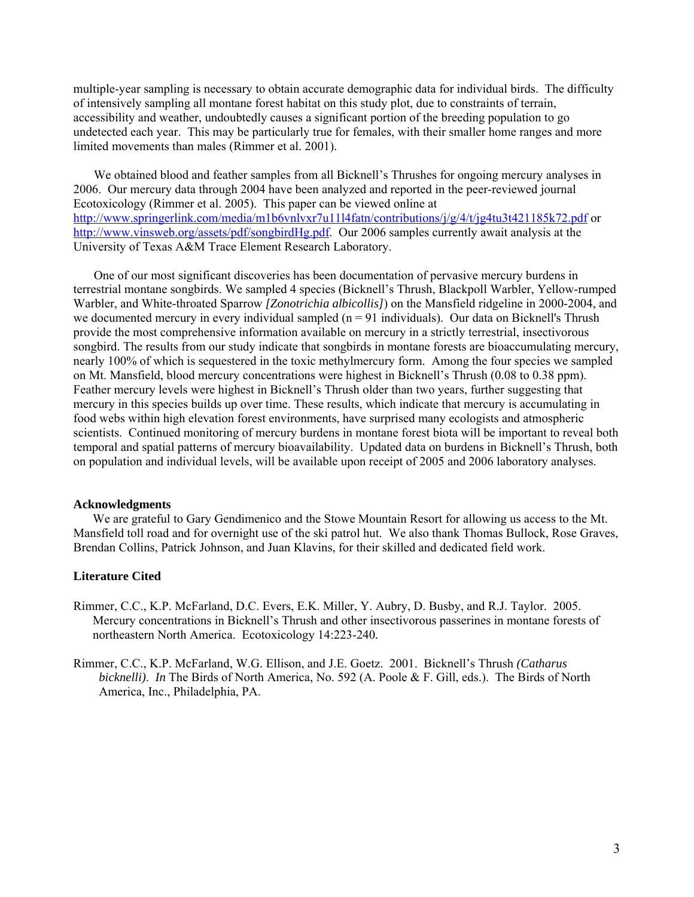multiple-year sampling is necessary to obtain accurate demographic data for individual birds. The difficulty of intensively sampling all montane forest habitat on this study plot, due to constraints of terrain, accessibility and weather, undoubtedly causes a significant portion of the breeding population to go undetected each year. This may be particularly true for females, with their smaller home ranges and more limited movements than males (Rimmer et al. 2001).

We obtained blood and feather samples from all Bicknell's Thrushes for ongoing mercury analyses in 2006. Our mercury data through 2004 have been analyzed and reported in the peer-reviewed journal Ecotoxicology (Rimmer et al. 2005). This paper can be viewed online at http://www.springerlink.com/media/m1b6vnlvxr7u11l4fatn/contributions/j/g/4/t/jg4tu3t421185k72.pdf or http://www.vinsweb.org/assets/pdf/songbirdHg.pdf. Our 2006 samples currently await analysis at the University of Texas A&M Trace Element Research Laboratory.

One of our most significant discoveries has been documentation of pervasive mercury burdens in terrestrial montane songbirds. We sampled 4 species (Bicknell's Thrush, Blackpoll Warbler, Yellow-rumped Warbler, and White-throated Sparrow *[Zonotrichia albicollis]*) on the Mansfield ridgeline in 2000-2004, and we documented mercury in every individual sampled (n = 91 individuals). Our data on Bicknell's Thrush provide the most comprehensive information available on mercury in a strictly terrestrial, insectivorous songbird. The results from our study indicate that songbirds in montane forests are bioaccumulating mercury, nearly 100% of which is sequestered in the toxic methylmercury form. Among the four species we sampled on Mt. Mansfield, blood mercury concentrations were highest in Bicknell's Thrush (0.08 to 0.38 ppm). Feather mercury levels were highest in Bicknell's Thrush older than two years, further suggesting that mercury in this species builds up over time. These results, which indicate that mercury is accumulating in food webs within high elevation forest environments, have surprised many ecologists and atmospheric scientists. Continued monitoring of mercury burdens in montane forest biota will be important to reveal both temporal and spatial patterns of mercury bioavailability. Updated data on burdens in Bicknell's Thrush, both on population and individual levels, will be available upon receipt of 2005 and 2006 laboratory analyses.

## Acknowledgments

We are grateful to Gary Gendimenico and the Stowe Mountain Resort for allowing us access to the Mt. Mansfield toll road and for overnight use of the ski patrol hut. We also thank Thomas Bullock, Rose Graves, Brendan Collins, Patrick Johnson, and Juan Klavins, for their skilled and dedicated field work.

## Literature Cited

Rimmer, C.C., K.P. McFarland, D.C. Evers, E.K. Miller, Y. Aubry, D. Busby, and R.J. Taylor. 2005. Mercury concentrations in Bicknell's Thrush and other insectivorous passerines in montane forests of northeastern North America. Ecotoxicology 14:223-240.

Rimmer, C.C., K.P. McFarland, W.G. Ellison, and J.E. Goetz. 2001. Bicknell's Thrush *(Catharus bicknelli)*. *In* The Birds of North America, No. 592 (A. Poole & F. Gill, eds.). The Birds of North America, Inc., Philadelphia, PA.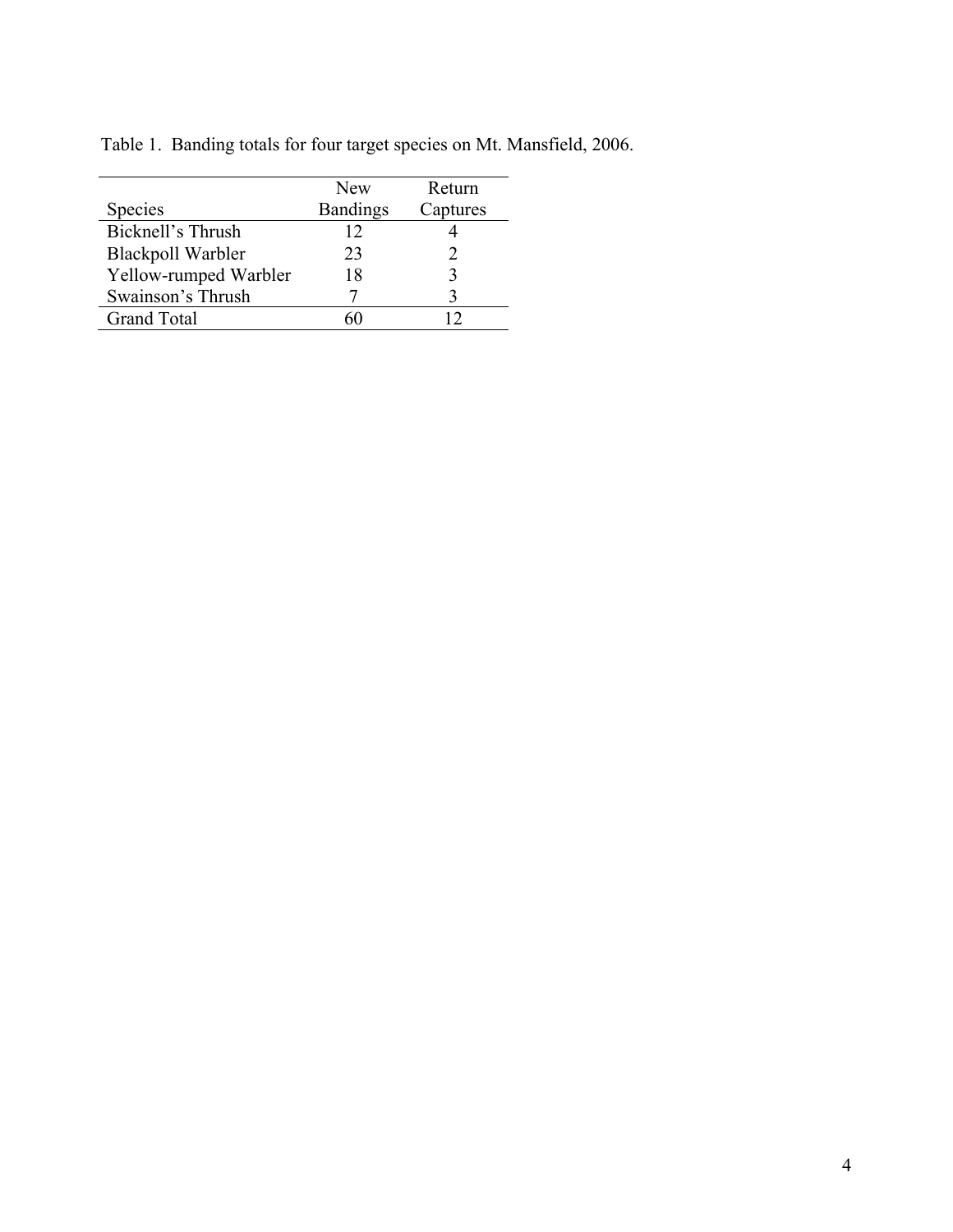Table 1. Banding totals for four target species on Mt. Mansfield, 2006.

| Species | New Bandings | Return Captures |
| --- | --- | --- |
| Bicknell's Thrush | 12 | 4 |
| Blackpoll Warbler | 23 | 2 |
| Yellow-rumped Warbler | 18 | 3 |
| Swainson's Thrush | 7 | 3 |
| Grand Total | 60 | 12 |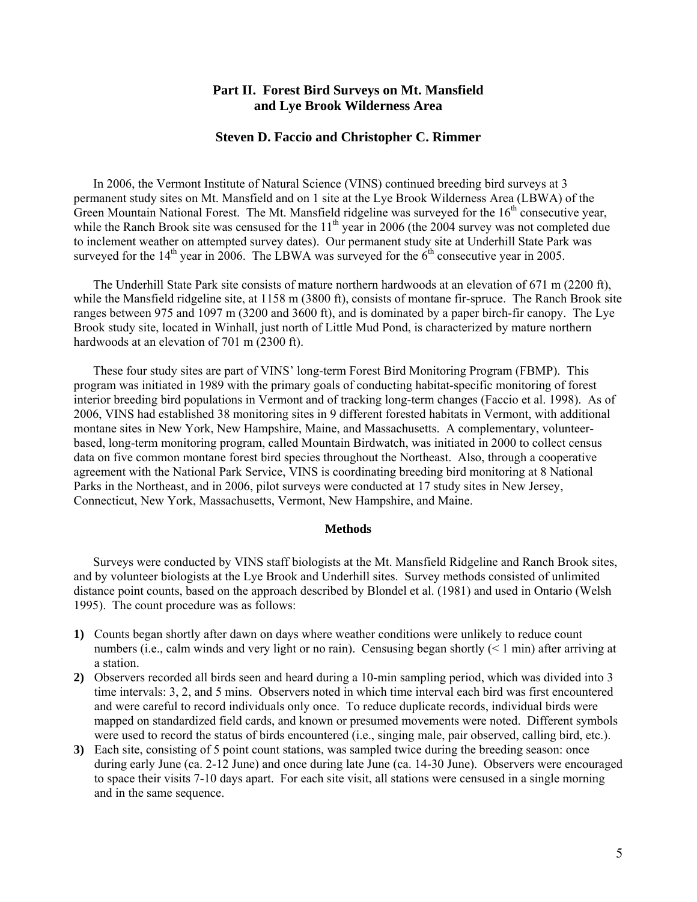## Part II. Forest Bird Surveys on Mt. Mansfield and Lye Brook Wilderness Area

### Steven D. Faccio and Christopher C. Rimmer

In 2006, the Vermont Institute of Natural Science (VINS) continued breeding bird surveys at 3 permanent study sites on Mt. Mansfield and on 1 site at the Lye Brook Wilderness Area (LBWA) of the Green Mountain National Forest. The Mt. Mansfield ridgeline was surveyed for the 16th consecutive year, while the Ranch Brook site was censused for the 11th year in 2006 (the 2004 survey was not completed due to inclement weather on attempted survey dates). Our permanent study site at Underhill State Park was surveyed for the 14th year in 2006. The LBWA was surveyed for the 6th consecutive year in 2005.

The Underhill State Park site consists of mature northern hardwoods at an elevation of 671 m (2200 ft), while the Mansfield ridgeline site, at 1158 m (3800 ft), consists of montane fir-spruce. The Ranch Brook site ranges between 975 and 1097 m (3200 and 3600 ft), and is dominated by a paper birch-fir canopy. The Lye Brook study site, located in Winhall, just north of Little Mud Pond, is characterized by mature northern hardwoods at an elevation of 701 m (2300 ft).

These four study sites are part of VINS' long-term Forest Bird Monitoring Program (FBMP). This program was initiated in 1989 with the primary goals of conducting habitat-specific monitoring of forest interior breeding bird populations in Vermont and of tracking long-term changes (Faccio et al. 1998). As of 2006, VINS had established 38 monitoring sites in 9 different forested habitats in Vermont, with additional montane sites in New York, New Hampshire, Maine, and Massachusetts. A complementary, volunteer-based, long-term monitoring program, called Mountain Birdwatch, was initiated in 2000 to collect census data on five common montane forest bird species throughout the Northeast. Also, through a cooperative agreement with the National Park Service, VINS is coordinating breeding bird monitoring at 8 National Parks in the Northeast, and in 2006, pilot surveys were conducted at 17 study sites in New Jersey, Connecticut, New York, Massachusetts, Vermont, New Hampshire, and Maine.

#### Methods

Surveys were conducted by VINS staff biologists at the Mt. Mansfield Ridgeline and Ranch Brook sites, and by volunteer biologists at the Lye Brook and Underhill sites. Survey methods consisted of unlimited distance point counts, based on the approach described by Blondel et al. (1981) and used in Ontario (Welsh 1995). The count procedure was as follows:

**1)** Counts began shortly after dawn on days where weather conditions were unlikely to reduce count numbers (i.e., calm winds and very light or no rain). Censusing began shortly (< 1 min) after arriving at a station.

**2)** Observers recorded all birds seen and heard during a 10-min sampling period, which was divided into 3 time intervals: 3, 2, and 5 mins. Observers noted in which time interval each bird was first encountered and were careful to record individuals only once. To reduce duplicate records, individual birds were mapped on standardized field cards, and known or presumed movements were noted. Different symbols were used to record the status of birds encountered (i.e., singing male, pair observed, calling bird, etc.).

**3)** Each site, consisting of 5 point count stations, was sampled twice during the breeding season: once during early June (ca. 2-12 June) and once during late June (ca. 14-30 June). Observers were encouraged to space their visits 7-10 days apart. For each site visit, all stations were censused in a single morning and in the same sequence.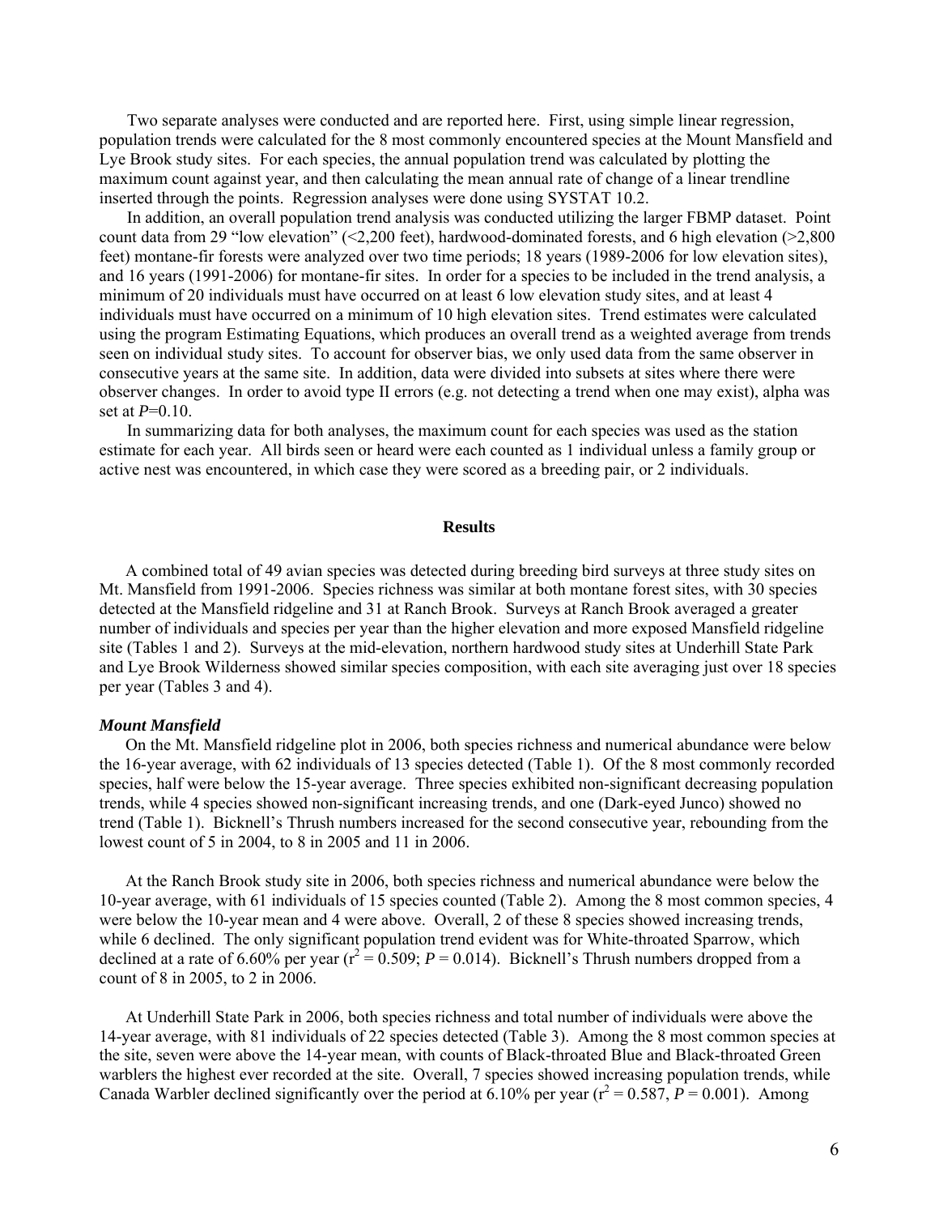Two separate analyses were conducted and are reported here. First, using simple linear regression, population trends were calculated for the 8 most commonly encountered species at the Mount Mansfield and Lye Brook study sites. For each species, the annual population trend was calculated by plotting the maximum count against year, and then calculating the mean annual rate of change of a linear trendline inserted through the points. Regression analyses were done using SYSTAT 10.2.

In addition, an overall population trend analysis was conducted utilizing the larger FBMP dataset. Point count data from 29 "low elevation" (<2,200 feet), hardwood-dominated forests, and 6 high elevation (>2,800 feet) montane-fir forests were analyzed over two time periods; 18 years (1989-2006 for low elevation sites), and 16 years (1991-2006) for montane-fir sites. In order for a species to be included in the trend analysis, a minimum of 20 individuals must have occurred on at least 6 low elevation study sites, and at least 4 individuals must have occurred on a minimum of 10 high elevation sites. Trend estimates were calculated using the program Estimating Equations, which produces an overall trend as a weighted average from trends seen on individual study sites. To account for observer bias, we only used data from the same observer in consecutive years at the same site. In addition, data were divided into subsets at sites where there were observer changes. In order to avoid type II errors (e.g. not detecting a trend when one may exist), alpha was set at $P$=0.10.

In summarizing data for both analyses, the maximum count for each species was used as the station estimate for each year. All birds seen or heard were each counted as 1 individual unless a family group or active nest was encountered, in which case they were scored as a breeding pair, or 2 individuals.

## Results

A combined total of 49 avian species was detected during breeding bird surveys at three study sites on Mt. Mansfield from 1991-2006. Species richness was similar at both montane forest sites, with 30 species detected at the Mansfield ridgeline and 31 at Ranch Brook. Surveys at Ranch Brook averaged a greater number of individuals and species per year than the higher elevation and more exposed Mansfield ridgeline site (Tables 1 and 2). Surveys at the mid-elevation, northern hardwood study sites at Underhill State Park and Lye Brook Wilderness showed similar species composition, with each site averaging just over 18 species per year (Tables 3 and 4).

### *Mount Mansfield*

On the Mt. Mansfield ridgeline plot in 2006, both species richness and numerical abundance were below the 16-year average, with 62 individuals of 13 species detected (Table 1). Of the 8 most commonly recorded species, half were below the 15-year average. Three species exhibited non-significant decreasing population trends, while 4 species showed non-significant increasing trends, and one (Dark-eyed Junco) showed no trend (Table 1). Bicknell's Thrush numbers increased for the second consecutive year, rebounding from the lowest count of 5 in 2004, to 8 in 2005 and 11 in 2006.

At the Ranch Brook study site in 2006, both species richness and numerical abundance were below the 10-year average, with 61 individuals of 15 species counted (Table 2). Among the 8 most common species, 4 were below the 10-year mean and 4 were above. Overall, 2 of these 8 species showed increasing trends, while 6 declined. The only significant population trend evident was for White-throated Sparrow, which declined at a rate of 6.60% per year ($r^2 = 0.509$; $P = 0.014$). Bicknell's Thrush numbers dropped from a count of 8 in 2005, to 2 in 2006.

At Underhill State Park in 2006, both species richness and total number of individuals were above the 14-year average, with 81 individuals of 22 species detected (Table 3). Among the 8 most common species at the site, seven were above the 14-year mean, with counts of Black-throated Blue and Black-throated Green warblers the highest ever recorded at the site. Overall, 7 species showed increasing population trends, while Canada Warbler declined significantly over the period at 6.10% per year ($r^2 = 0.587$, $P = 0.001$). Among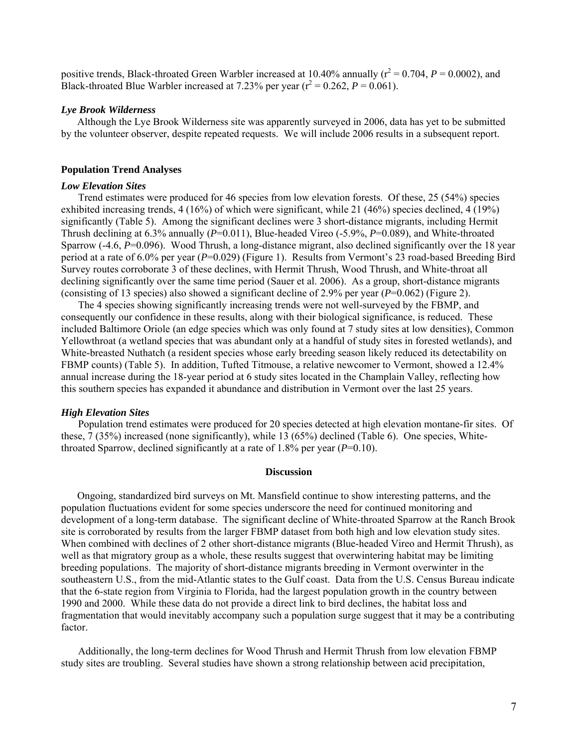positive trends, Black-throated Green Warbler increased at 10.40% annually ($r^2$ = 0.704, $P$ = 0.0002), and Black-throated Blue Warbler increased at 7.23% per year ($r^2$ = 0.262, $P$ = 0.061).

### *Lye Brook Wilderness*

Although the Lye Brook Wilderness site was apparently surveyed in 2006, data has yet to be submitted by the volunteer observer, despite repeated requests. We will include 2006 results in a subsequent report.

## Population Trend Analyses

### *Low Elevation Sites*

Trend estimates were produced for 46 species from low elevation forests. Of these, 25 (54%) species exhibited increasing trends, 4 (16%) of which were significant, while 21 (46%) species declined, 4 (19%) significantly (Table 5). Among the significant declines were 3 short-distance migrants, including Hermit Thrush declining at 6.3% annually ($P$=0.011), Blue-headed Vireo (-5.9%, $P$=0.089), and White-throated Sparrow (-4.6, $P$=0.096). Wood Thrush, a long-distance migrant, also declined significantly over the 18 year period at a rate of 6.0% per year ($P$=0.029) (Figure 1). Results from Vermont's 23 road-based Breeding Bird Survey routes corroborate 3 of these declines, with Hermit Thrush, Wood Thrush, and White-throat all declining significantly over the same time period (Sauer et al. 2006). As a group, short-distance migrants (consisting of 13 species) also showed a significant decline of 2.9% per year ($P$=0.062) (Figure 2).

The 4 species showing significantly increasing trends were not well-surveyed by the FBMP, and consequently our confidence in these results, along with their biological significance, is reduced. These included Baltimore Oriole (an edge species which was only found at 7 study sites at low densities), Common Yellowthroat (a wetland species that was abundant only at a handful of study sites in forested wetlands), and White-breasted Nuthatch (a resident species whose early breeding season likely reduced its detectability on FBMP counts) (Table 5). In addition, Tufted Titmouse, a relative newcomer to Vermont, showed a 12.4% annual increase during the 18-year period at 6 study sites located in the Champlain Valley, reflecting how this southern species has expanded it abundance and distribution in Vermont over the last 25 years.

### *High Elevation Sites*

Population trend estimates were produced for 20 species detected at high elevation montane-fir sites. Of these, 7 (35%) increased (none significantly), while 13 (65%) declined (Table 6). One species, White-throated Sparrow, declined significantly at a rate of 1.8% per year ($P$=0.10).

## Discussion

Ongoing, standardized bird surveys on Mt. Mansfield continue to show interesting patterns, and the population fluctuations evident for some species underscore the need for continued monitoring and development of a long-term database. The significant decline of White-throated Sparrow at the Ranch Brook site is corroborated by results from the larger FBMP dataset from both high and low elevation study sites. When combined with declines of 2 other short-distance migrants (Blue-headed Vireo and Hermit Thrush), as well as that migratory group as a whole, these results suggest that overwintering habitat may be limiting breeding populations. The majority of short-distance migrants breeding in Vermont overwinter in the southeastern U.S., from the mid-Atlantic states to the Gulf coast. Data from the U.S. Census Bureau indicate that the 6-state region from Virginia to Florida, had the largest population growth in the country between 1990 and 2000. While these data do not provide a direct link to bird declines, the habitat loss and fragmentation that would inevitably accompany such a population surge suggest that it may be a contributing factor.

Additionally, the long-term declines for Wood Thrush and Hermit Thrush from low elevation FBMP study sites are troubling. Several studies have shown a strong relationship between acid precipitation,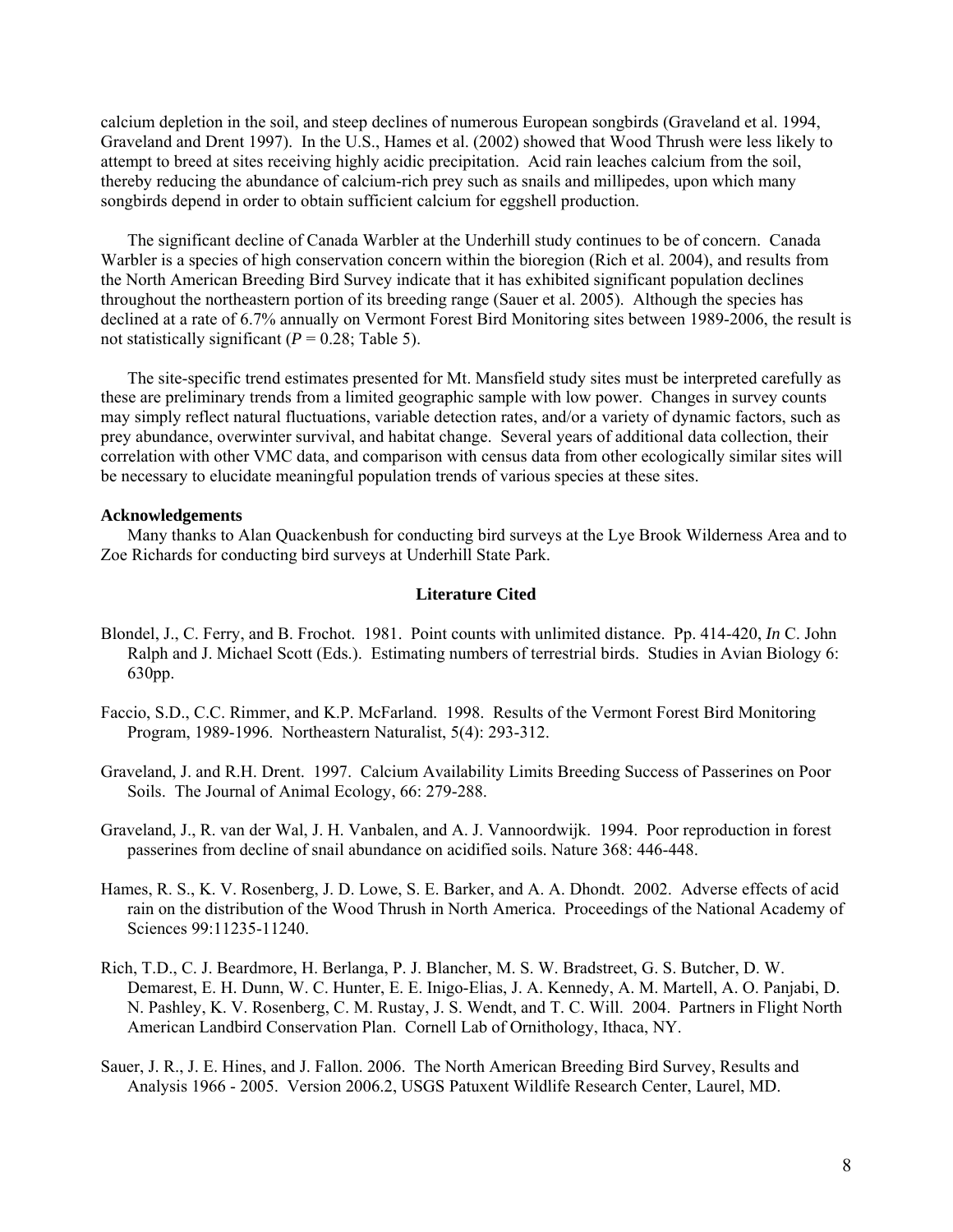calcium depletion in the soil, and steep declines of numerous European songbirds (Graveland et al. 1994, Graveland and Drent 1997). In the U.S., Hames et al. (2002) showed that Wood Thrush were less likely to attempt to breed at sites receiving highly acidic precipitation. Acid rain leaches calcium from the soil, thereby reducing the abundance of calcium-rich prey such as snails and millipedes, upon which many songbirds depend in order to obtain sufficient calcium for eggshell production.

The significant decline of Canada Warbler at the Underhill study continues to be of concern. Canada Warbler is a species of high conservation concern within the bioregion (Rich et al. 2004), and results from the North American Breeding Bird Survey indicate that it has exhibited significant population declines throughout the northeastern portion of its breeding range (Sauer et al. 2005). Although the species has declined at a rate of 6.7% annually on Vermont Forest Bird Monitoring sites between 1989-2006, the result is not statistically significant ($P = 0.28$; Table 5).

The site-specific trend estimates presented for Mt. Mansfield study sites must be interpreted carefully as these are preliminary trends from a limited geographic sample with low power. Changes in survey counts may simply reflect natural fluctuations, variable detection rates, and/or a variety of dynamic factors, such as prey abundance, overwinter survival, and habitat change. Several years of additional data collection, their correlation with other VMC data, and comparison with census data from other ecologically similar sites will be necessary to elucidate meaningful population trends of various species at these sites.

### Acknowledgements

Many thanks to Alan Quackenbush for conducting bird surveys at the Lye Brook Wilderness Area and to Zoe Richards for conducting bird surveys at Underhill State Park.

## Literature Cited

Blondel, J., C. Ferry, and B. Frochot. 1981. Point counts with unlimited distance. Pp. 414-420, *In* C. John Ralph and J. Michael Scott (Eds.). Estimating numbers of terrestrial birds. Studies in Avian Biology 6: 630pp.

Faccio, S.D., C.C. Rimmer, and K.P. McFarland. 1998. Results of the Vermont Forest Bird Monitoring Program, 1989-1996. Northeastern Naturalist, 5(4): 293-312.

Graveland, J. and R.H. Drent. 1997. Calcium Availability Limits Breeding Success of Passerines on Poor Soils. The Journal of Animal Ecology, 66: 279-288.

Graveland, J., R. van der Wal, J. H. Vanbalen, and A. J. Vannoordwijk. 1994. Poor reproduction in forest passerines from decline of snail abundance on acidified soils. Nature 368: 446-448.

Hames, R. S., K. V. Rosenberg, J. D. Lowe, S. E. Barker, and A. A. Dhondt. 2002. Adverse effects of acid rain on the distribution of the Wood Thrush in North America. Proceedings of the National Academy of Sciences 99:11235-11240.

Rich, T.D., C. J. Beardmore, H. Berlanga, P. J. Blancher, M. S. W. Bradstreet, G. S. Butcher, D. W. Demarest, E. H. Dunn, W. C. Hunter, E. E. Inigo-Elias, J. A. Kennedy, A. M. Martell, A. O. Panjabi, D. N. Pashley, K. V. Rosenberg, C. M. Rustay, J. S. Wendt, and T. C. Will. 2004. Partners in Flight North American Landbird Conservation Plan. Cornell Lab of Ornithology, Ithaca, NY.

Sauer, J. R., J. E. Hines, and J. Fallon. 2006. The North American Breeding Bird Survey, Results and Analysis 1966 - 2005. Version 2006.2, USGS Patuxent Wildlife Research Center, Laurel, MD.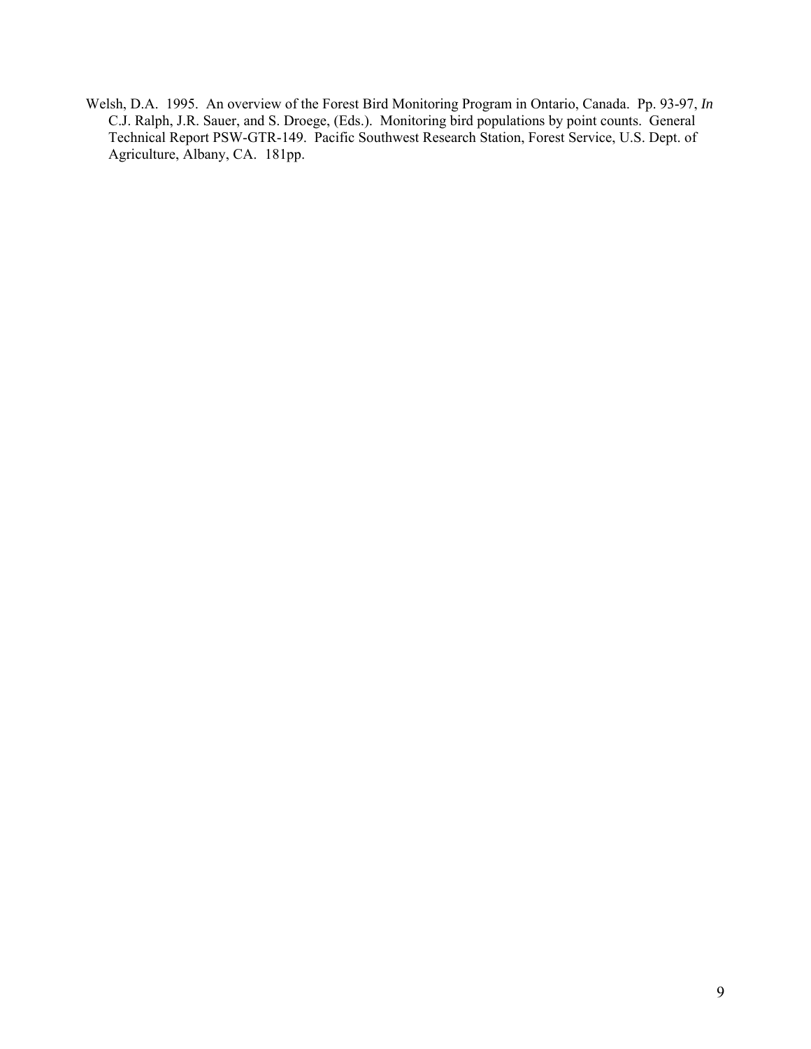Welsh, D.A. 1995. An overview of the Forest Bird Monitoring Program in Ontario, Canada. Pp. 93-97, *In* C.J. Ralph, J.R. Sauer, and S. Droege, (Eds.). Monitoring bird populations by point counts. General Technical Report PSW-GTR-149. Pacific Southwest Research Station, Forest Service, U.S. Dept. of Agriculture, Albany, CA. 181pp.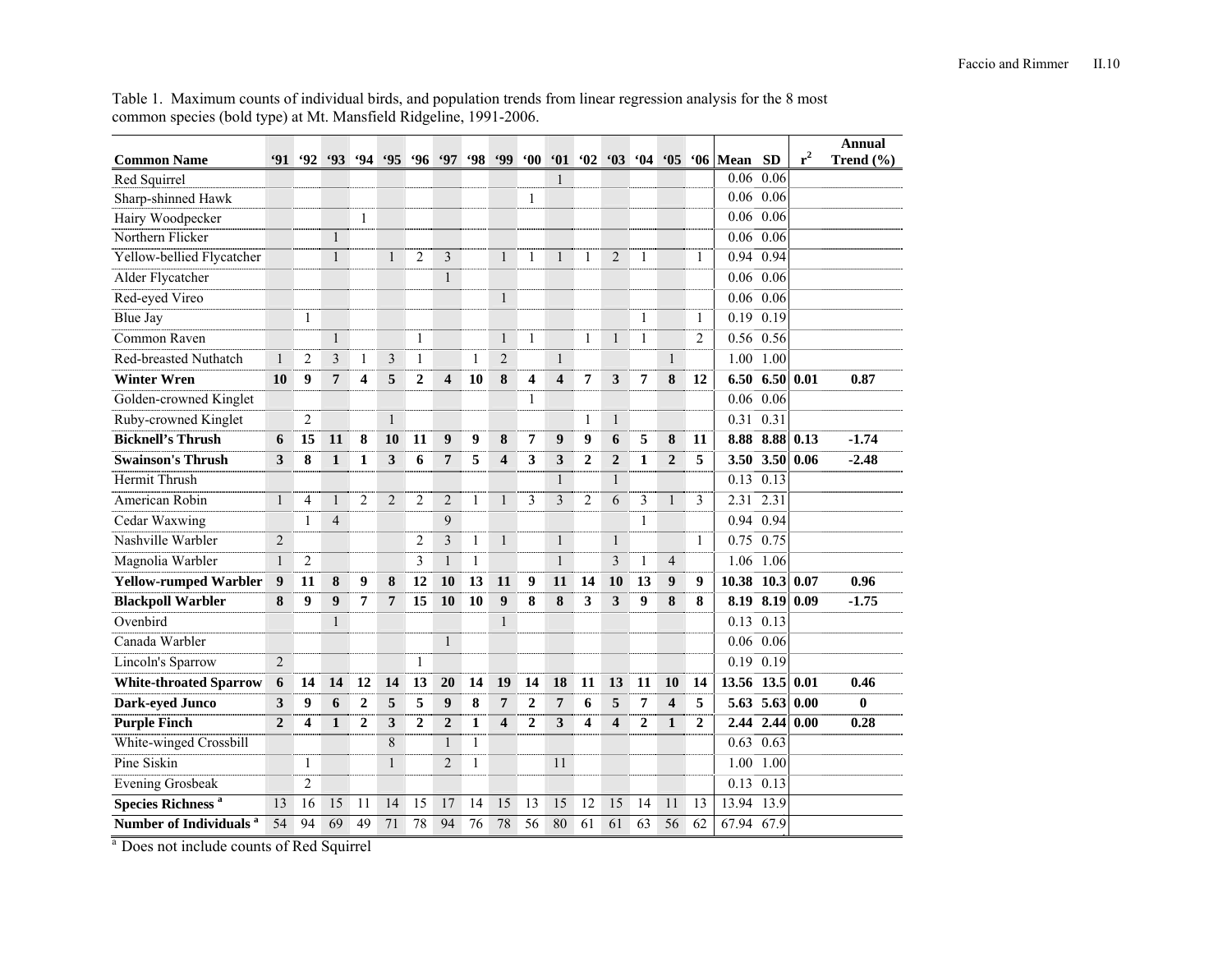Table 1. Maximum counts of individual birds, and population trends from linear regression analysis for the 8 most common species (bold type) at Mt. Mansfield Ridgeline, 1991-2006.

| Common Name | '91 | '92 | '93 | '94 | '95 | '96 | '97 | '98 | '99 | '00 | '01 | '02 | '03 | '04 | '05 | '06 | Mean | SD | $r^2$ | Annual Trend (%) |
|---|---|---|---|---|---|---|---|---|---|---|---|---|---|---|---|---|---|---|---|---|
| Red Squirrel | | | | | | | | | | | 1 | | | | | | 0.06 | 0.06 | | |
| Sharp-shinned Hawk | | | | | | | | | | 1 | | | | | | | 0.06 | 0.06 | | |
| Hairy Woodpecker | | | | 1 | | | | | | | | | | | | | 0.06 | 0.06 | | |
| Northern Flicker | | | 1 | | | | | | | | | | | | | | 0.06 | 0.06 | | |
| Yellow-bellied Flycatcher | | | 1 | | 1 | 2 | 3 | | 1 | 1 | 1 | 1 | 2 | 1 | | 1 | 0.94 | 0.94 | | |
| Alder Flycatcher | | | | | | | 1 | | | | | | | | | | 0.06 | 0.06 | | |
| Red-eyed Vireo | | | | | | | | | 1 | | | | | | | | 0.06 | 0.06 | | |
| Blue Jay | | 1 | | | | | | | | | | | | 1 | | 1 | 0.19 | 0.19 | | |
| Common Raven | | | 1 | | | 1 | | | 1 | 1 | | 1 | 1 | 1 | | 2 | 0.56 | 0.56 | | |
| Red-breasted Nuthatch | 1 | 2 | 3 | 1 | 3 | 1 | | 1 | 2 | | 1 | | | | 1 | | 1.00 | 1.00 | | |
| **Winter Wren** | **10** | **9** | **7** | **4** | **5** | **2** | **4** | **10** | **8** | **4** | **4** | **7** | **3** | **7** | **8** | **12** | **6.50** | **6.50** | **0.01** | **0.87** |
| Golden-crowned Kinglet | | | | | | | | | | 1 | | | | | | | 0.06 | 0.06 | | |
| Ruby-crowned Kinglet | | 2 | | | 1 | | | | | | | 1 | 1 | | | | 0.31 | 0.31 | | |
| **Bicknell's Thrush** | **6** | **15** | **11** | **8** | **10** | **11** | **9** | **9** | **8** | **7** | **9** | **9** | **6** | **5** | **8** | **11** | **8.88** | **8.88** | **0.13** | **-1.74** |
| **Swainson's Thrush** | **3** | **8** | **1** | **1** | **3** | **6** | **7** | **5** | **4** | **3** | **3** | **2** | **2** | **1** | **2** | **5** | **3.50** | **3.50** | **0.06** | **-2.48** |
| Hermit Thrush | | | | | | | | | | | 1 | | 1 | | | | 0.13 | 0.13 | | |
| American Robin | 1 | 4 | 1 | 2 | 2 | 2 | 2 | 1 | 1 | 3 | 3 | 2 | 6 | 3 | 1 | 3 | 2.31 | 2.31 | | |
| Cedar Waxwing | | 1 | 4 | | | | 9 | | | | | | | 1 | | | 0.94 | 0.94 | | |
| Nashville Warbler | 2 | | | | | 2 | 3 | 1 | 1 | | 1 | | 1 | | | 1 | 0.75 | 0.75 | | |
| Magnolia Warbler | 1 | 2 | | | | 3 | 1 | 1 | | | 1 | | 3 | 1 | 4 | | 1.06 | 1.06 | | |
| **Yellow-rumped Warbler** | **9** | **11** | **8** | **9** | **8** | **12** | **10** | **13** | **11** | **9** | **11** | **14** | **10** | **13** | **9** | **9** | **10.38** | **10.3** | **0.07** | **0.96** |
| **Blackpoll Warbler** | **8** | **9** | **9** | **7** | **7** | **15** | **10** | **10** | **9** | **8** | **8** | **3** | **3** | **9** | **8** | **8** | **8.19** | **8.19** | **0.09** | **-1.75** |
| Ovenbird | | | 1 | | | | | | 1 | | | | | | | | 0.13 | 0.13 | | |
| Canada Warbler | | | | | | | 1 | | | | | | | | | | 0.06 | 0.06 | | |
| Lincoln's Sparrow | 2 | | | | | 1 | | | | | | | | | | | 0.19 | 0.19 | | |
| **White-throated Sparrow** | **6** | **14** | **14** | **12** | **14** | **13** | **20** | **14** | **19** | **14** | **18** | **11** | **13** | **11** | **10** | **14** | **13.56** | **13.5** | **0.01** | **0.46** |
| **Dark-eyed Junco** | **3** | **9** | **6** | **2** | **5** | **5** | **9** | **8** | **7** | **2** | **7** | **6** | **5** | **7** | **4** | **5** | **5.63** | **5.63** | **0.00** | **0** |
| **Purple Finch** | **2** | **4** | **1** | **2** | **3** | **2** | **2** | **1** | **4** | **2** | **3** | **4** | **4** | **2** | **1** | **2** | **2.44** | **2.44** | **0.00** | **0.28** |
| White-winged Crossbill | | | | | 8 | | 1 | 1 | | | | | | | | | 0.63 | 0.63 | | |
| Pine Siskin | | 1 | | | 1 | | 2 | 1 | | | 11 | | | | | | 1.00 | 1.00 | | |
| Evening Grosbeak | | 2 | | | | | | | | | | | | | | | 0.13 | 0.13 | | |
| **Species Richness** [a] | 13 | 16 | 15 | 11 | 14 | 15 | 17 | 14 | 15 | 13 | 15 | 12 | 15 | 14 | 11 | 13 | 13.94 | 13.9 | | |
| **Number of Individuals** [a] | 54 | 94 | 69 | 49 | 71 | 78 | 94 | 76 | 78 | 56 | 80 | 61 | 61 | 63 | 56 | 62 | 67.94 | 67.9 | | |

[a] Does not include counts of Red Squirrel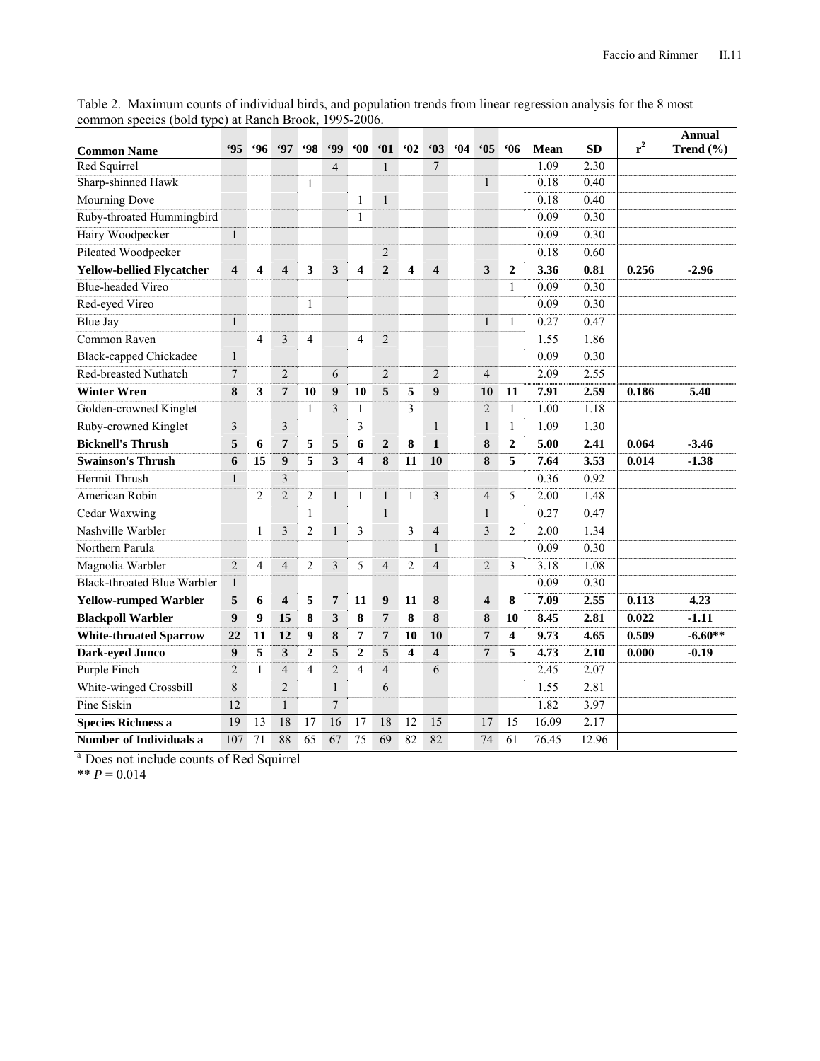Table 2. Maximum counts of individual birds, and population trends from linear regression analysis for the 8 most common species (bold type) at Ranch Brook, 1995-2006.

| Common Name | '95 | '96 | '97 | '98 | '99 | '00 | '01 | '02 | '03 | '04 | '05 | '06 | Mean | SD | $r^2$ | Annual Trend (%) |
|---|---|---|---|---|---|---|---|---|---|---|---|---|---|---|---|---|
| Red Squirrel | | | | | 4 | | 1 | | 7 | | | | 1.09 | 2.30 | | |
| Sharp-shinned Hawk | | | | 1 | | | | | | | 1 | | 0.18 | 0.40 | | |
| Mourning Dove | | | | | | 1 | 1 | | | | | | 0.18 | 0.40 | | |
| Ruby-throated Hummingbird | | | | | | 1 | | | | | | | 0.09 | 0.30 | | |
| Hairy Woodpecker | 1 | | | | | | | | | | | | 0.09 | 0.30 | | |
| Pileated Woodpecker | | | | | | | 2 | | | | | | 0.18 | 0.60 | | |
| **Yellow-bellied Flycatcher** | **4** | **4** | **4** | **3** | **3** | **4** | **2** | **4** | **4** | | **3** | **2** | **3.36** | **0.81** | **0.256** | **-2.96** |
| Blue-headed Vireo | | | | | | | | | | | | 1 | 0.09 | 0.30 | | |
| Red-eyed Vireo | | | | 1 | | | | | | | | | 0.09 | 0.30 | | |
| Blue Jay | 1 | | | | | | | | | | 1 | 1 | 0.27 | 0.47 | | |
| Common Raven | | 4 | 3 | 4 | | 4 | 2 | | | | | | 1.55 | 1.86 | | |
| Black-capped Chickadee | 1 | | | | | | | | | | | | 0.09 | 0.30 | | |
| Red-breasted Nuthatch | 7 | | 2 | | 6 | | 2 | | 2 | | 4 | | 2.09 | 2.55 | | |
| **Winter Wren** | **8** | **3** | **7** | **10** | **9** | **10** | **5** | **5** | **9** | | **10** | **11** | **7.91** | **2.59** | **0.186** | **5.40** |
| Golden-crowned Kinglet | | | | 1 | 3 | 1 | | 3 | | | 2 | 1 | 1.00 | 1.18 | | |
| Ruby-crowned Kinglet | 3 | | 3 | | | 3 | | | 1 | | 1 | 1 | 1.09 | 1.30 | | |
| **Bicknell's Thrush** | **5** | **6** | **7** | **5** | **5** | **6** | **2** | **8** | **1** | | **8** | **2** | **5.00** | **2.41** | **0.064** | **-3.46** |
| **Swainson's Thrush** | **6** | **15** | **9** | **5** | **3** | **4** | **8** | **11** | **10** | | **8** | **5** | **7.64** | **3.53** | **0.014** | **-1.38** |
| Hermit Thrush | 1 | | 3 | | | | | | | | | | 0.36 | 0.92 | | |
| American Robin | | 2 | 2 | 2 | 1 | 1 | 1 | 1 | 3 | | 4 | 5 | 2.00 | 1.48 | | |
| Cedar Waxwing | | | | 1 | | | 1 | | | | 1 | | 0.27 | 0.47 | | |
| Nashville Warbler | | 1 | 3 | 2 | 1 | 3 | | 3 | 4 | | 3 | 2 | 2.00 | 1.34 | | |
| Northern Parula | | | | | | | | | 1 | | | | 0.09 | 0.30 | | |
| Magnolia Warbler | 2 | 4 | 4 | 2 | 3 | 5 | 4 | 2 | 4 | | 2 | 3 | 3.18 | 1.08 | | |
| Black-throated Blue Warbler | 1 | | | | | | | | | | | | 0.09 | 0.30 | | |
| **Yellow-rumped Warbler** | **5** | **6** | **4** | **5** | **7** | **11** | **9** | **11** | **8** | | **4** | **8** | **7.09** | **2.55** | **0.113** | **4.23** |
| **Blackpoll Warbler** | **9** | **9** | **15** | **8** | **3** | **8** | **7** | **8** | **8** | | **8** | **10** | **8.45** | **2.81** | **0.022** | **-1.11** |
| **White-throated Sparrow** | **22** | **11** | **12** | **9** | **8** | **7** | **7** | **10** | **10** | | **7** | **4** | **9.73** | **4.65** | **0.509** | **-6.60**** |
| **Dark-eyed Junco** | **9** | **5** | **3** | **2** | **5** | **2** | **5** | **4** | **4** | | **7** | **5** | **4.73** | **2.10** | **0.000** | **-0.19** |
| Purple Finch | 2 | 1 | 4 | 4 | 2 | 4 | 4 | | 6 | | | | 2.45 | 2.07 | | |
| White-winged Crossbill | 8 | | 2 | | 1 | | 6 | | | | | | 1.55 | 2.81 | | |
| Pine Siskin | 12 | | 1 | | 7 | | | | | | | | 1.82 | 3.97 | | |
| **Species Richness a** | 19 | 13 | 18 | 17 | 16 | 17 | 18 | 12 | 15 | | 17 | 15 | 16.09 | 2.17 | | |
| **Number of Individuals a** | 107 | 71 | 88 | 65 | 67 | 75 | 69 | 82 | 82 | | 74 | 61 | 76.45 | 12.96 | | |

[a] Does not include counts of Red Squirrel

** $P = 0.014$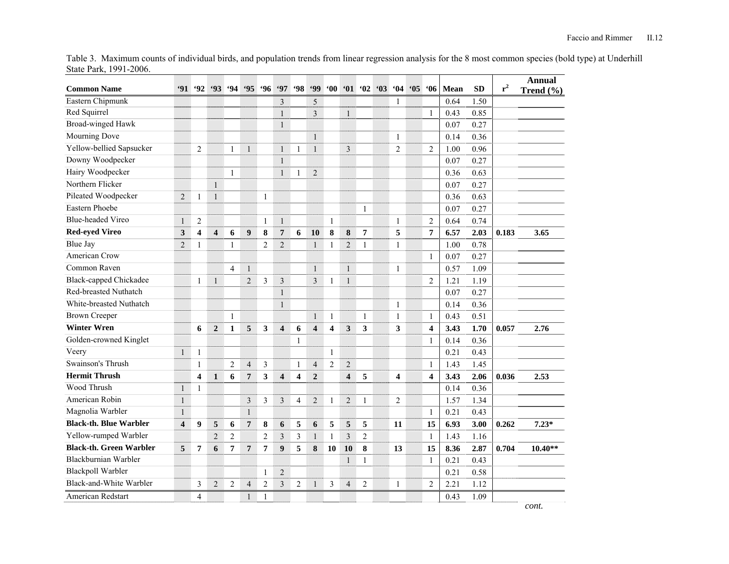Table 3. Maximum counts of individual birds, and population trends from linear regression analysis for the 8 most common species (bold type) at Underhill State Park, 1991-2006.

| Common Name | '91 | '92 | '93 | '94 | '95 | '96 | '97 | '98 | '99 | '00 | '01 | '02 | '03 | '04 | '05 | '06 | Mean | SD | $r^2$ | Annual Trend (%) |
|---|---|---|---|---|---|---|---|---|---|---|---|---|---|---|---|---|---|---|---|---|
| Eastern Chipmunk | | | | | | | 3 | | 5 | | | | | 1 | | | 0.64 | 1.50 | | |
| Red Squirrel | | | | | | | 1 | | 3 | | 1 | | | | | 1 | 0.43 | 0.85 | | |
| Broad-winged Hawk | | | | | | | 1 | | | | | | | | | | 0.07 | 0.27 | | |
| Mourning Dove | | | | | | | | | 1 | | | | | 1 | | | 0.14 | 0.36 | | |
| Yellow-bellied Sapsucker | | 2 | | 1 | 1 | | 1 | 1 | 1 | | 3 | | | 2 | | 2 | 1.00 | 0.96 | | |
| Downy Woodpecker | | | | | | | 1 | | | | | | | | | | 0.07 | 0.27 | | |
| Hairy Woodpecker | | | | 1 | | | 1 | 1 | 2 | | | | | | | | 0.36 | 0.63 | | |
| Northern Flicker | | | 1 | | | | | | | | | | | | | | 0.07 | 0.27 | | |
| Pileated Woodpecker | 2 | 1 | 1 | | | 1 | | | | | | | | | | | 0.36 | 0.63 | | |
| Eastern Phoebe | | | | | | | | | | | | 1 | | | | | 0.07 | 0.27 | | |
| Blue-headed Vireo | 1 | 2 | | | | 1 | 1 | | | 1 | | | | 1 | | 2 | 0.64 | 0.74 | | |
| **Red-eyed Vireo** | **3** | **4** | **4** | **6** | **9** | **8** | **7** | **6** | **10** | **8** | **8** | **7** | | **5** | | **7** | **6.57** | **2.03** | **0.183** | **3.65** |
| Blue Jay | 2 | 1 | | 1 | | 2 | 2 | | 1 | 1 | 2 | 1 | | 1 | | | 1.00 | 0.78 | | |
| American Crow | | | | | | | | | | | | | | | | 1 | 0.07 | 0.27 | | |
| Common Raven | | | | 4 | 1 | | | | 1 | | 1 | | | 1 | | | 0.57 | 1.09 | | |
| Black-capped Chickadee | | 1 | 1 | | 2 | 3 | 3 | | 3 | 1 | 1 | | | | | 2 | 1.21 | 1.19 | | |
| Red-breasted Nuthatch | | | | | | | 1 | | | | | | | | | | 0.07 | 0.27 | | |
| White-breasted Nuthatch | | | | | | | 1 | | | | | | | 1 | | | 0.14 | 0.36 | | |
| Brown Creeper | | | | 1 | | | | | 1 | 1 | | 1 | | 1 | | 1 | 0.43 | 0.51 | | |
| **Winter Wren** | | **6** | **2** | **1** | **5** | **3** | **4** | **6** | **4** | **4** | **3** | **3** | | **3** | | **4** | **3.43** | **1.70** | **0.057** | **2.76** |
| Golden-crowned Kinglet | | | | | | | | 1 | | | | | | | | 1 | 0.14 | 0.36 | | |
| Veery | 1 | 1 | | | | | | | | 1 | | | | | | | 0.21 | 0.43 | | |
| Swainson's Thrush | | 1 | | 2 | 4 | 3 | | 1 | 4 | 2 | 2 | | | | | 1 | 1.43 | 1.45 | | |
| **Hermit Thrush** | | **4** | **1** | **6** | **7** | **3** | **4** | **4** | **2** | | **4** | **5** | | **4** | | **4** | **3.43** | **2.06** | **0.036** | **2.53** |
| Wood Thrush | 1 | 1 | | | | | | | | | | | | | | | 0.14 | 0.36 | | |
| American Robin | 1 | | | | 3 | 3 | 3 | 4 | 2 | 1 | 2 | 1 | | 2 | | | 1.57 | 1.34 | | |
| Magnolia Warbler | 1 | | | | 1 | | | | | | | | | | | 1 | 0.21 | 0.43 | | |
| **Black-th. Blue Warbler** | **4** | **9** | **5** | **6** | **7** | **8** | **6** | **5** | **6** | **5** | **5** | **5** | | **11** | | **15** | **6.93** | **3.00** | **0.262** | **7.23*** |
| Yellow-rumped Warbler | | | 2 | 2 | | 2 | 3 | 3 | 1 | 1 | 3 | 2 | | | | 1 | 1.43 | 1.16 | | |
| **Black-th. Green Warbler** | **5** | **7** | **6** | **7** | **7** | **7** | **9** | **5** | **8** | **10** | **10** | **8** | | **13** | | **15** | **8.36** | **2.87** | **0.704** | **10.40**** |
| Blackburnian Warbler | | | | | | | | | | | 1 | 1 | | | | 1 | 0.21 | 0.43 | | |
| Blackpoll Warbler | | | | | | 1 | 2 | | | | | | | | | | 0.21 | 0.58 | | |
| Black-and-White Warbler | | 3 | 2 | 2 | 4 | 2 | 3 | 2 | 1 | 3 | 4 | 2 | | 1 | | 2 | 2.21 | 1.12 | | |
| American Redstart | | 4 | | | 1 | 1 | | | | | | | | | | | 0.43 | 1.09 | | |

*cont.*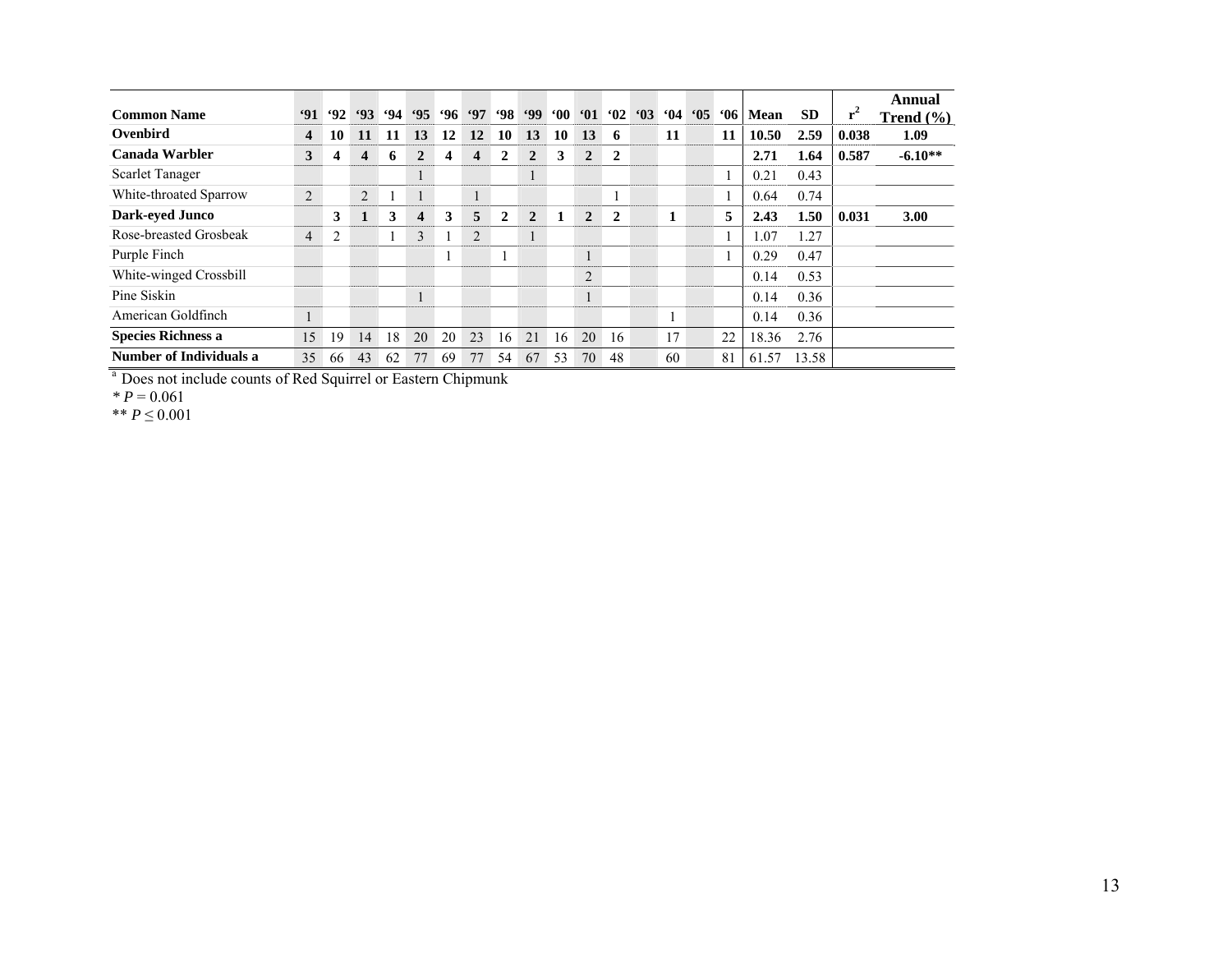| Common Name | '91 | '92 | '93 | '94 | '95 | '96 | '97 | '98 | '99 | '00 | '01 | '02 | '03 | '04 | '05 | '06 | Mean | SD | $r^2$ | Annual Trend (%) |
|---|---|---|---|---|---|---|---|---|---|---|---|---|---|---|---|---|---|---|---|---|
| **Ovenbird** | **4** | **10** | **11** | **11** | **13** | **12** | **12** | **10** | **13** | **10** | **13** | **6** | | **11** | | **11** | **10.50** | **2.59** | **0.038** | **1.09** |
| **Canada Warbler** | **3** | **4** | **4** | **6** | **2** | **4** | **4** | **2** | **2** | **3** | **2** | **2** | | | | | **2.71** | **1.64** | **0.587** | **-6.10**** |
| Scarlet Tanager | | | | | 1 | | | | 1 | | | | | | | 1 | 0.21 | 0.43 | | |
| White-throated Sparrow | 2 | | 2 | 1 | 1 | | 1 | | | | | 1 | | | | 1 | 0.64 | 0.74 | | |
| **Dark-eyed Junco** | | **3** | **1** | **3** | **4** | **3** | **5** | **2** | **2** | **1** | **2** | **2** | | **1** | | **5** | **2.43** | **1.50** | **0.031** | **3.00** |
| Rose-breasted Grosbeak | 4 | 2 | | 1 | 3 | 1 | 2 | | 1 | | | | | | | 1 | 1.07 | 1.27 | | |
| Purple Finch | | | | | | 1 | | 1 | | | 1 | | | | | 1 | 0.29 | 0.47 | | |
| White-winged Crossbill | | | | | | | | | | | 2 | | | | | | 0.14 | 0.53 | | |
| Pine Siskin | | | | | 1 | | | | | | 1 | | | | | | 0.14 | 0.36 | | |
| American Goldfinch | 1 | | | | | | | | | | | | | 1 | | | 0.14 | 0.36 | | |
| **Species Richness a** | 15 | 19 | 14 | 18 | 20 | 20 | 23 | 16 | 21 | 16 | 20 | 16 | | 17 | | 22 | 18.36 | 2.76 | | |
| **Number of Individuals a** | 35 | 66 | 43 | 62 | 77 | 69 | 77 | 54 | 67 | 53 | 70 | 48 | | 60 | | 81 | 61.57 | 13.58 | | |

[a] Does not include counts of Red Squirrel or Eastern Chipmunk

* $P = 0.061$

** $P \leq 0.001$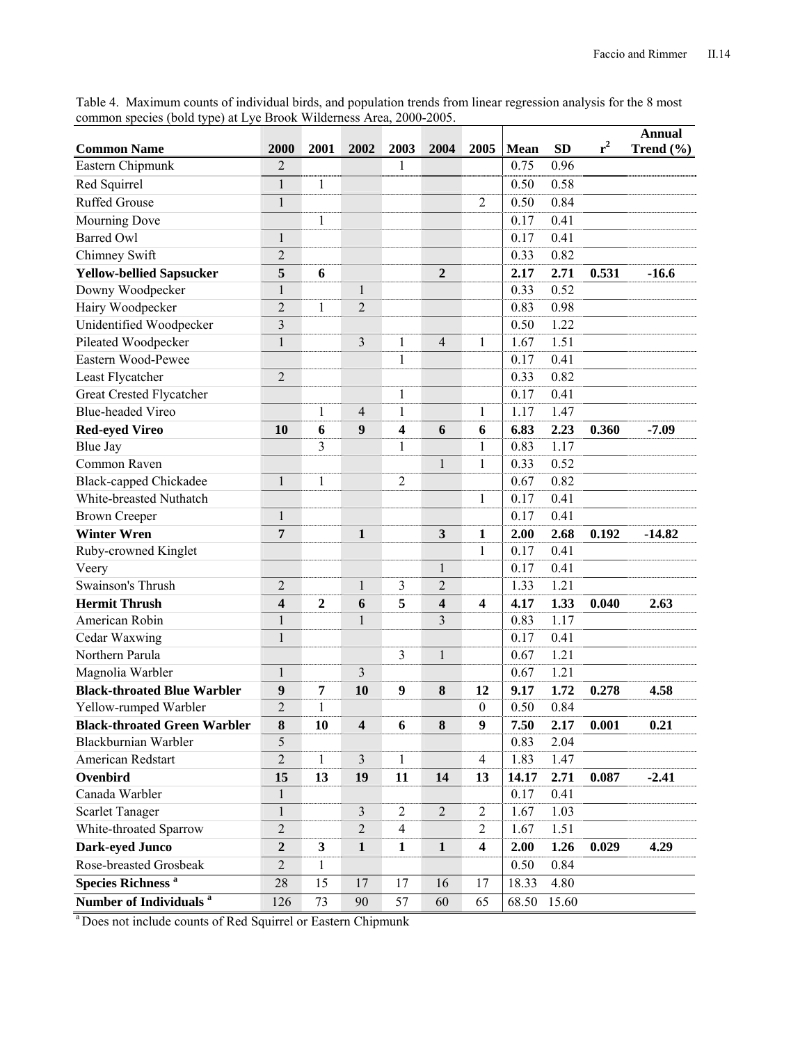Table 4. Maximum counts of individual birds, and population trends from linear regression analysis for the 8 most common species (bold type) at Lye Brook Wilderness Area, 2000-2005.

| Common Name | 2000 | 2001 | 2002 | 2003 | 2004 | 2005 | Mean | SD | $r^2$ | Annual Trend (%) |
|---|---|---|---|---|---|---|---|---|---|---|
| Eastern Chipmunk | 2 | | | 1 | | | 0.75 | 0.96 | | |
| Red Squirrel | 1 | 1 | | | | | 0.50 | 0.58 | | |
| Ruffed Grouse | 1 | | | | | 2 | 0.50 | 0.84 | | |
| Mourning Dove | | 1 | | | | | 0.17 | 0.41 | | |
| Barred Owl | 1 | | | | | | 0.17 | 0.41 | | |
| Chimney Swift | 2 | | | | | | 0.33 | 0.82 | | |
| **Yellow-bellied Sapsucker** | **5** | **6** | | | **2** | | **2.17** | **2.71** | **0.531** | **-16.6** |
| Downy Woodpecker | 1 | | 1 | | | | 0.33 | 0.52 | | |
| Hairy Woodpecker | 2 | 1 | 2 | | | | 0.83 | 0.98 | | |
| Unidentified Woodpecker | 3 | | | | | | 0.50 | 1.22 | | |
| Pileated Woodpecker | 1 | | 3 | 1 | 4 | 1 | 1.67 | 1.51 | | |
| Eastern Wood-Pewee | | | | 1 | | | 0.17 | 0.41 | | |
| Least Flycatcher | 2 | | | | | | 0.33 | 0.82 | | |
| Great Crested Flycatcher | | | | 1 | | | 0.17 | 0.41 | | |
| Blue-headed Vireo | | 1 | 4 | 1 | | 1 | 1.17 | 1.47 | | |
| **Red-eyed Vireo** | **10** | **6** | **9** | **4** | **6** | **6** | **6.83** | **2.23** | **0.360** | **-7.09** |
| Blue Jay | | 3 | | 1 | | 1 | 0.83 | 1.17 | | |
| Common Raven | | | | | 1 | 1 | 0.33 | 0.52 | | |
| Black-capped Chickadee | 1 | 1 | | 2 | | | 0.67 | 0.82 | | |
| White-breasted Nuthatch | | | | | | 1 | 0.17 | 0.41 | | |
| Brown Creeper | 1 | | | | | | 0.17 | 0.41 | | |
| **Winter Wren** | **7** | | **1** | | **3** | **1** | **2.00** | **2.68** | **0.192** | **-14.82** |
| Ruby-crowned Kinglet | | | | | | 1 | 0.17 | 0.41 | | |
| Veery | | | | | 1 | | 0.17 | 0.41 | | |
| Swainson's Thrush | 2 | | 1 | 3 | 2 | | 1.33 | 1.21 | | |
| **Hermit Thrush** | **4** | **2** | **6** | **5** | **4** | **4** | **4.17** | **1.33** | **0.040** | **2.63** |
| American Robin | 1 | | 1 | | 3 | | 0.83 | 1.17 | | |
| Cedar Waxwing | 1 | | | | | | 0.17 | 0.41 | | |
| Northern Parula | | | | 3 | 1 | | 0.67 | 1.21 | | |
| Magnolia Warbler | 1 | | 3 | | | | 0.67 | 1.21 | | |
| **Black-throated Blue Warbler** | **9** | **7** | **10** | **9** | **8** | **12** | **9.17** | **1.72** | **0.278** | **4.58** |
| Yellow-rumped Warbler | 2 | 1 | | | | 0 | 0.50 | 0.84 | | |
| **Black-throated Green Warbler** | **8** | **10** | **4** | **6** | **8** | **9** | **7.50** | **2.17** | **0.001** | **0.21** |
| Blackburnian Warbler | 5 | | | | | | 0.83 | 2.04 | | |
| American Redstart | 2 | 1 | 3 | 1 | | 4 | 1.83 | 1.47 | | |
| **Ovenbird** | **15** | **13** | **19** | **11** | **14** | **13** | **14.17** | **2.71** | **0.087** | **-2.41** |
| Canada Warbler | 1 | | | | | | 0.17 | 0.41 | | |
| Scarlet Tanager | 1 | | 3 | 2 | 2 | 2 | 1.67 | 1.03 | | |
| White-throated Sparrow | 2 | | 2 | 4 | | 2 | 1.67 | 1.51 | | |
| **Dark-eyed Junco** | **2** | **3** | **1** | **1** | **1** | **4** | **2.00** | **1.26** | **0.029** | **4.29** |
| Rose-breasted Grosbeak | 2 | 1 | | | | | 0.50 | 0.84 | | |
| **Species Richness** [a] | 28 | 15 | 17 | 17 | 16 | 17 | 18.33 | 4.80 | | |
| **Number of Individuals** [a] | 126 | 73 | 90 | 57 | 60 | 65 | 68.50 | 15.60 | | |

[a] Does not include counts of Red Squirrel or Eastern Chipmunk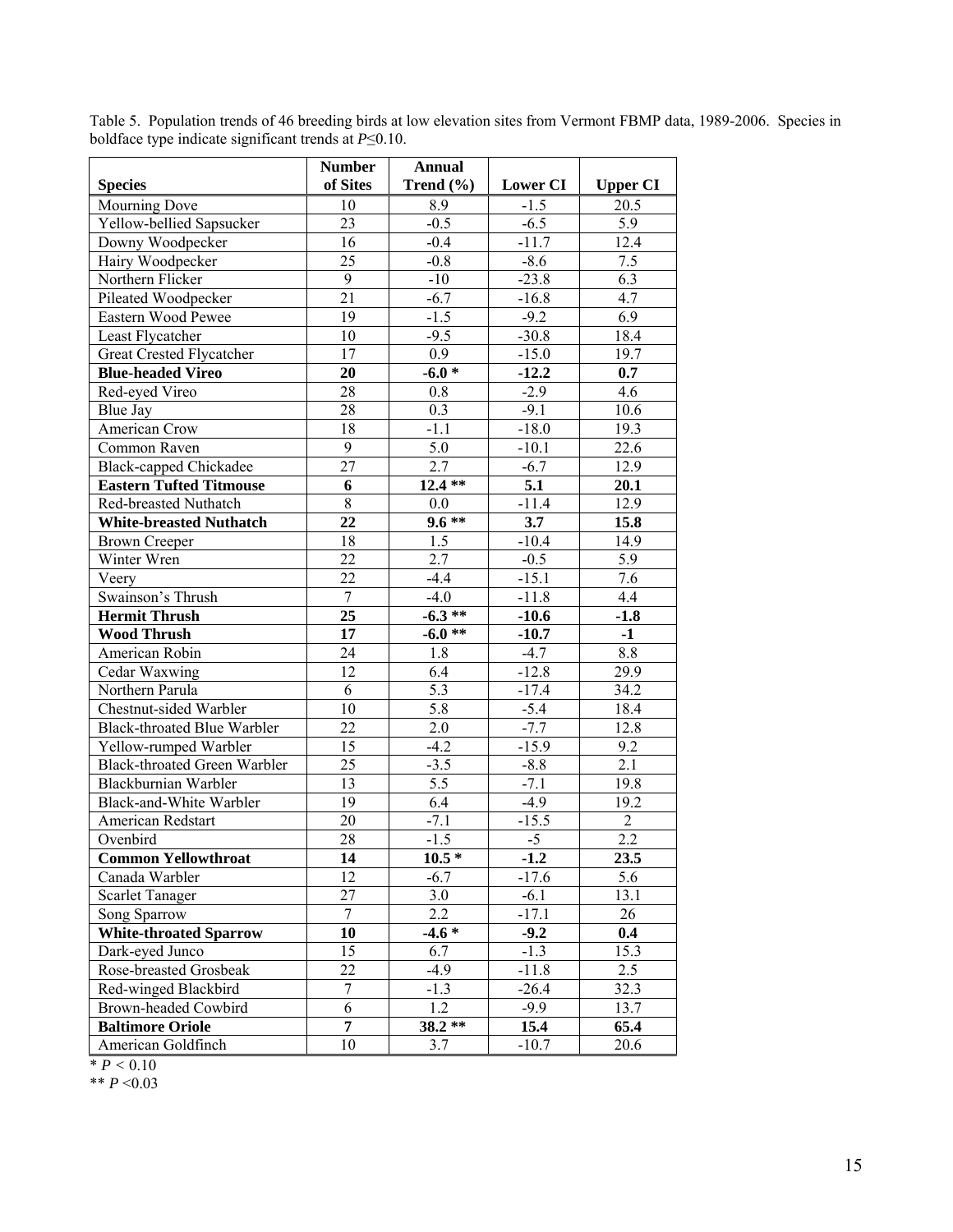Table 5. Population trends of 46 breeding birds at low elevation sites from Vermont FBMP data, 1989-2006. Species in boldface type indicate significant trends at $P \leq 0.10$.

| Species | Number of Sites | Annual Trend (%) | Lower CI | Upper CI |
|---|---|---|---|---|
| Mourning Dove | 10 | 8.9 | -1.5 | 20.5 |
| Yellow-bellied Sapsucker | 23 | -0.5 | -6.5 | 5.9 |
| Downy Woodpecker | 16 | -0.4 | -11.7 | 12.4 |
| Hairy Woodpecker | 25 | -0.8 | -8.6 | 7.5 |
| Northern Flicker | 9 | -10 | -23.8 | 6.3 |
| Pileated Woodpecker | 21 | -6.7 | -16.8 | 4.7 |
| Eastern Wood Pewee | 19 | -1.5 | -9.2 | 6.9 |
| Least Flycatcher | 10 | -9.5 | -30.8 | 18.4 |
| Great Crested Flycatcher | 17 | 0.9 | -15.0 | 19.7 |
| **Blue-headed Vireo** | **20** | **-6.0 *** | **-12.2** | **0.7** |
| Red-eyed Vireo | 28 | 0.8 | -2.9 | 4.6 |
| Blue Jay | 28 | 0.3 | -9.1 | 10.6 |
| American Crow | 18 | -1.1 | -18.0 | 19.3 |
| Common Raven | 9 | 5.0 | -10.1 | 22.6 |
| Black-capped Chickadee | 27 | 2.7 | -6.7 | 12.9 |
| **Eastern Tufted Titmouse** | **6** | **12.4 **** | **5.1** | **20.1** |
| Red-breasted Nuthatch | 8 | 0.0 | -11.4 | 12.9 |
| **White-breasted Nuthatch** | **22** | **9.6 **** | **3.7** | **15.8** |
| Brown Creeper | 18 | 1.5 | -10.4 | 14.9 |
| Winter Wren | 22 | 2.7 | -0.5 | 5.9 |
| Veery | 22 | -4.4 | -15.1 | 7.6 |
| Swainson's Thrush | 7 | -4.0 | -11.8 | 4.4 |
| **Hermit Thrush** | **25** | **-6.3 **** | **-10.6** | **-1.8** |
| **Wood Thrush** | **17** | **-6.0 **** | **-10.7** | **-1** |
| American Robin | 24 | 1.8 | -4.7 | 8.8 |
| Cedar Waxwing | 12 | 6.4 | -12.8 | 29.9 |
| Northern Parula | 6 | 5.3 | -17.4 | 34.2 |
| Chestnut-sided Warbler | 10 | 5.8 | -5.4 | 18.4 |
| Black-throated Blue Warbler | 22 | 2.0 | -7.7 | 12.8 |
| Yellow-rumped Warbler | 15 | -4.2 | -15.9 | 9.2 |
| Black-throated Green Warbler | 25 | -3.5 | -8.8 | 2.1 |
| Blackburnian Warbler | 13 | 5.5 | -7.1 | 19.8 |
| Black-and-White Warbler | 19 | 6.4 | -4.9 | 19.2 |
| American Redstart | 20 | -7.1 | -15.5 | 2 |
| Ovenbird | 28 | -1.5 | -5 | 2.2 |
| **Common Yellowthroat** | **14** | **10.5 *** | **-1.2** | **23.5** |
| Canada Warbler | 12 | -6.7 | -17.6 | 5.6 |
| Scarlet Tanager | 27 | 3.0 | -6.1 | 13.1 |
| Song Sparrow | 7 | 2.2 | -17.1 | 26 |
| **White-throated Sparrow** | **10** | **-4.6 *** | **-9.2** | **0.4** |
| Dark-eyed Junco | 15 | 6.7 | -1.3 | 15.3 |
| Rose-breasted Grosbeak | 22 | -4.9 | -11.8 | 2.5 |
| Red-winged Blackbird | 7 | -1.3 | -26.4 | 32.3 |
| Brown-headed Cowbird | 6 | 1.2 | -9.9 | 13.7 |
| **Baltimore Oriole** | **7** | **38.2 **** | **15.4** | **65.4** |
| American Goldfinch | 10 | 3.7 | -10.7 | 20.6 |

* $P < 0.10$

** $P < 0.03$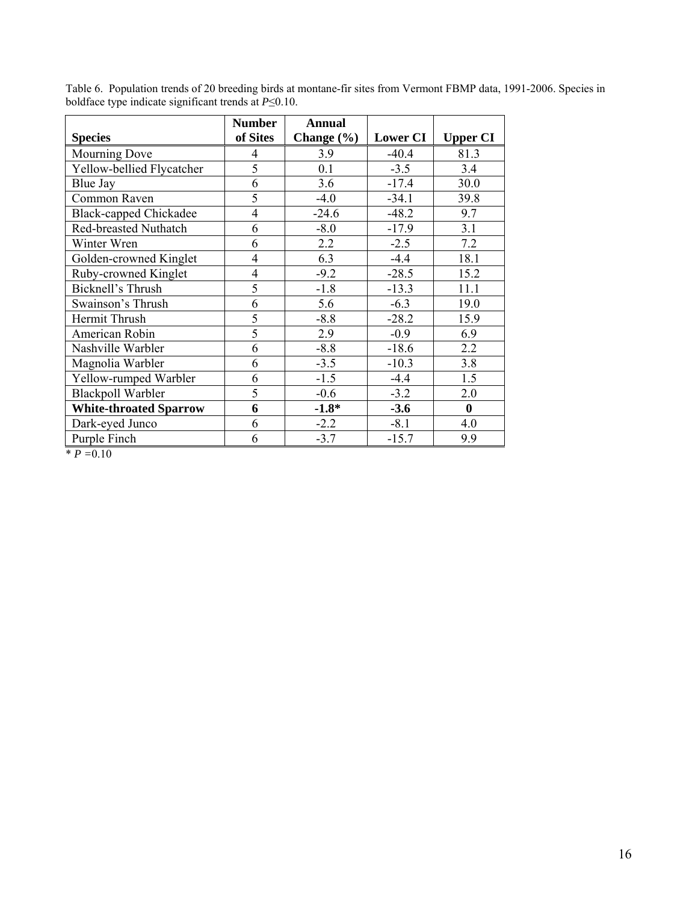Table 6. Population trends of 20 breeding birds at montane-fir sites from Vermont FBMP data, 1991-2006. Species in boldface type indicate significant trends at $P \leq 0.10$.

| Species | Number of Sites | Annual Change (%) | Lower CI | Upper CI |
|---|---|---|---|---|
| Mourning Dove | 4 | 3.9 | -40.4 | 81.3 |
| Yellow-bellied Flycatcher | 5 | 0.1 | -3.5 | 3.4 |
| Blue Jay | 6 | 3.6 | -17.4 | 30.0 |
| Common Raven | 5 | -4.0 | -34.1 | 39.8 |
| Black-capped Chickadee | 4 | -24.6 | -48.2 | 9.7 |
| Red-breasted Nuthatch | 6 | -8.0 | -17.9 | 3.1 |
| Winter Wren | 6 | 2.2 | -2.5 | 7.2 |
| Golden-crowned Kinglet | 4 | 6.3 | -4.4 | 18.1 |
| Ruby-crowned Kinglet | 4 | -9.2 | -28.5 | 15.2 |
| Bicknell's Thrush | 5 | -1.8 | -13.3 | 11.1 |
| Swainson's Thrush | 6 | 5.6 | -6.3 | 19.0 |
| Hermit Thrush | 5 | -8.8 | -28.2 | 15.9 |
| American Robin | 5 | 2.9 | -0.9 | 6.9 |
| Nashville Warbler | 6 | -8.8 | -18.6 | 2.2 |
| Magnolia Warbler | 6 | -3.5 | -10.3 | 3.8 |
| Yellow-rumped Warbler | 6 | -1.5 | -4.4 | 1.5 |
| Blackpoll Warbler | 5 | -0.6 | -3.2 | 2.0 |
| **White-throated Sparrow** | **6** | **-1.8*** | **-3.6** | **0** |
| Dark-eyed Junco | 6 | -2.2 | -8.1 | 4.0 |
| Purple Finch | 6 | -3.7 | -15.7 | 9.9 |

* $P = 0.10$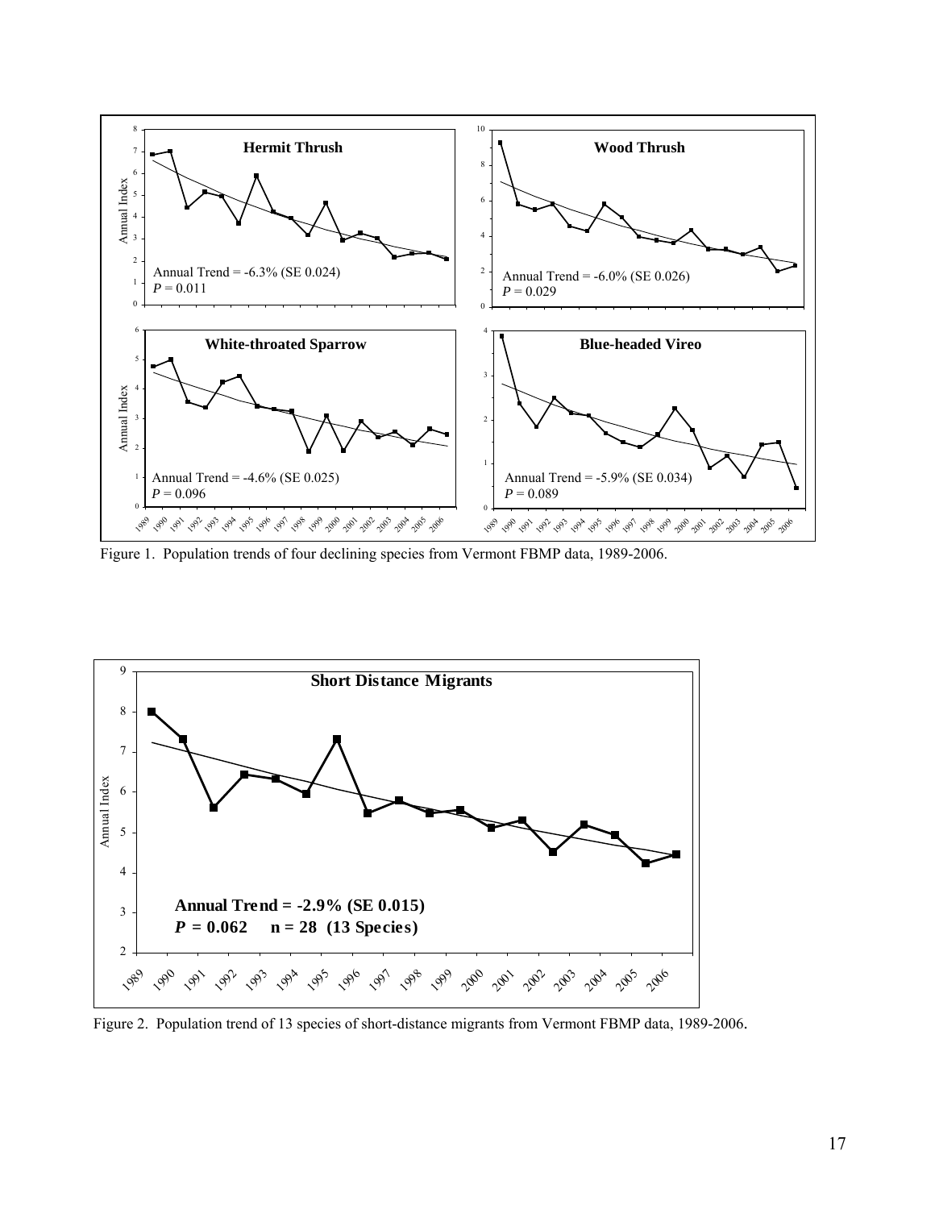Figure 1. Population trends of four declining species from Vermont FBMP data, 1989-2006.

Figure 2. Population trend of 13 species of short-distance migrants from Vermont FBMP data, 1989-2006.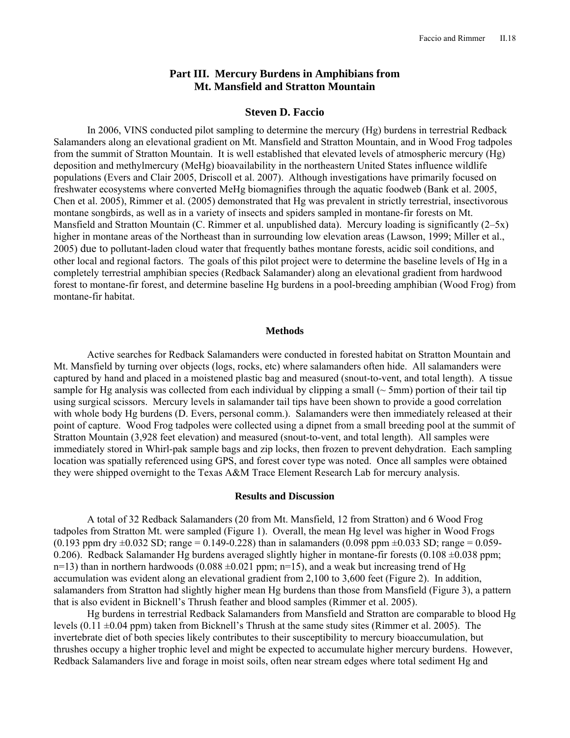## Part III. Mercury Burdens in Amphibians from Mt. Mansfield and Stratton Mountain

### Steven D. Faccio

In 2006, VINS conducted pilot sampling to determine the mercury (Hg) burdens in terrestrial Redback Salamanders along an elevational gradient on Mt. Mansfield and Stratton Mountain, and in Wood Frog tadpoles from the summit of Stratton Mountain. It is well established that elevated levels of atmospheric mercury (Hg) deposition and methylmercury (MeHg) bioavailability in the northeastern United States influence wildlife populations (Evers and Clair 2005, Driscoll et al. 2007). Although investigations have primarily focused on freshwater ecosystems where converted MeHg biomagnifies through the aquatic foodweb (Bank et al. 2005, Chen et al. 2005), Rimmer et al. (2005) demonstrated that Hg was prevalent in strictly terrestrial, insectivorous montane songbirds, as well as in a variety of insects and spiders sampled in montane-fir forests on Mt. Mansfield and Stratton Mountain (C. Rimmer et al. unpublished data). Mercury loading is significantly (2–5x) higher in montane areas of the Northeast than in surrounding low elevation areas (Lawson, 1999; Miller et al., 2005) due to pollutant-laden cloud water that frequently bathes montane forests, acidic soil conditions, and other local and regional factors. The goals of this pilot project were to determine the baseline levels of Hg in a completely terrestrial amphibian species (Redback Salamander) along an elevational gradient from hardwood forest to montane-fir forest, and determine baseline Hg burdens in a pool-breeding amphibian (Wood Frog) from montane-fir habitat.

#### Methods

Active searches for Redback Salamanders were conducted in forested habitat on Stratton Mountain and Mt. Mansfield by turning over objects (logs, rocks, etc) where salamanders often hide. All salamanders were captured by hand and placed in a moistened plastic bag and measured (snout-to-vent, and total length). A tissue sample for Hg analysis was collected from each individual by clipping a small (~ 5mm) portion of their tail tip using surgical scissors. Mercury levels in salamander tail tips have been shown to provide a good correlation with whole body Hg burdens (D. Evers, personal comm.). Salamanders were then immediately released at their point of capture. Wood Frog tadpoles were collected using a dipnet from a small breeding pool at the summit of Stratton Mountain (3,928 feet elevation) and measured (snout-to-vent, and total length). All samples were immediately stored in Whirl-pak sample bags and zip locks, then frozen to prevent dehydration. Each sampling location was spatially referenced using GPS, and forest cover type was noted. Once all samples were obtained they were shipped overnight to the Texas A&M Trace Element Research Lab for mercury analysis.

#### Results and Discussion

A total of 32 Redback Salamanders (20 from Mt. Mansfield, 12 from Stratton) and 6 Wood Frog tadpoles from Stratton Mt. were sampled (Figure 1). Overall, the mean Hg level was higher in Wood Frogs (0.193 ppm dry ±0.032 SD; range = 0.149-0.228) than in salamanders (0.098 ppm ±0.033 SD; range = 0.059-0.206). Redback Salamander Hg burdens averaged slightly higher in montane-fir forests (0.108 ±0.038 ppm; n=13) than in northern hardwoods (0.088 ±0.021 ppm; n=15), and a weak but increasing trend of Hg accumulation was evident along an elevational gradient from 2,100 to 3,600 feet (Figure 2). In addition, salamanders from Stratton had slightly higher mean Hg burdens than those from Mansfield (Figure 3), a pattern that is also evident in Bicknell's Thrush feather and blood samples (Rimmer et al. 2005).

Hg burdens in terrestrial Redback Salamanders from Mansfield and Stratton are comparable to blood Hg levels (0.11 ±0.04 ppm) taken from Bicknell's Thrush at the same study sites (Rimmer et al. 2005). The invertebrate diet of both species likely contributes to their susceptibility to mercury bioaccumulation, but thrushes occupy a higher trophic level and might be expected to accumulate higher mercury burdens. However, Redback Salamanders live and forage in moist soils, often near stream edges where total sediment Hg and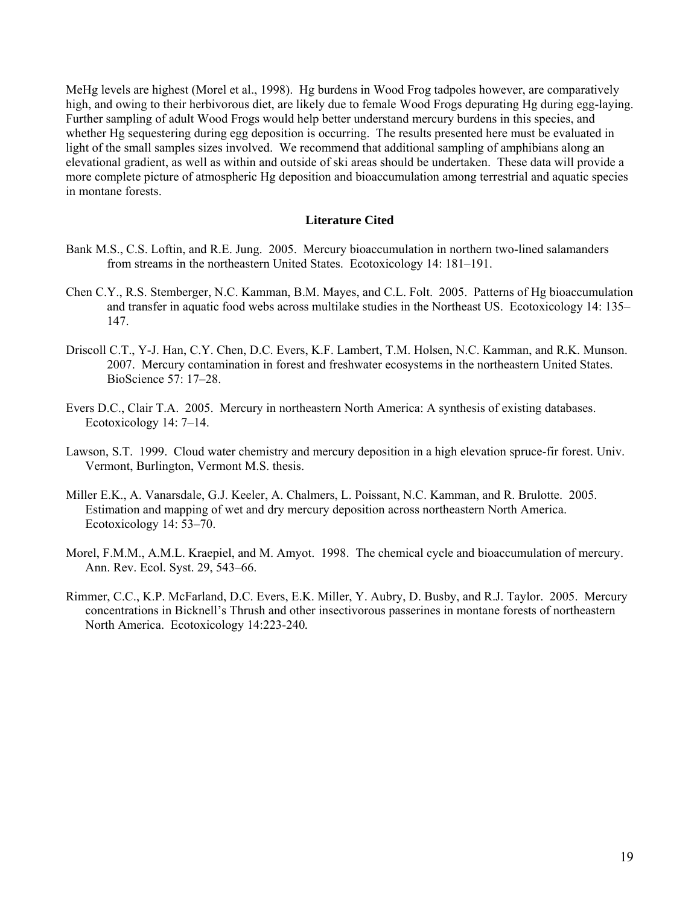MeHg levels are highest (Morel et al., 1998). Hg burdens in Wood Frog tadpoles however, are comparatively high, and owing to their herbivorous diet, are likely due to female Wood Frogs depurating Hg during egg-laying. Further sampling of adult Wood Frogs would help better understand mercury burdens in this species, and whether Hg sequestering during egg deposition is occurring. The results presented here must be evaluated in light of the small samples sizes involved. We recommend that additional sampling of amphibians along an elevational gradient, as well as within and outside of ski areas should be undertaken. These data will provide a more complete picture of atmospheric Hg deposition and bioaccumulation among terrestrial and aquatic species in montane forests.

## Literature Cited

Bank M.S., C.S. Loftin, and R.E. Jung. 2005. Mercury bioaccumulation in northern two-lined salamanders from streams in the northeastern United States. Ecotoxicology 14: 181–191.

Chen C.Y., R.S. Stemberger, N.C. Kamman, B.M. Mayes, and C.L. Folt. 2005. Patterns of Hg bioaccumulation and transfer in aquatic food webs across multilake studies in the Northeast US. Ecotoxicology 14: 135–147.

Driscoll C.T., Y-J. Han, C.Y. Chen, D.C. Evers, K.F. Lambert, T.M. Holsen, N.C. Kamman, and R.K. Munson. 2007. Mercury contamination in forest and freshwater ecosystems in the northeastern United States. BioScience 57: 17–28.

Evers D.C., Clair T.A. 2005. Mercury in northeastern North America: A synthesis of existing databases. Ecotoxicology 14: 7–14.

Lawson, S.T. 1999. Cloud water chemistry and mercury deposition in a high elevation spruce-fir forest. Univ. Vermont, Burlington, Vermont M.S. thesis.

Miller E.K., A. Vanarsdale, G.J. Keeler, A. Chalmers, L. Poissant, N.C. Kamman, and R. Brulotte. 2005. Estimation and mapping of wet and dry mercury deposition across northeastern North America. Ecotoxicology 14: 53–70.

Morel, F.M.M., A.M.L. Kraepiel, and M. Amyot. 1998. The chemical cycle and bioaccumulation of mercury. Ann. Rev. Ecol. Syst. 29, 543–66.

Rimmer, C.C., K.P. McFarland, D.C. Evers, E.K. Miller, Y. Aubry, D. Busby, and R.J. Taylor. 2005. Mercury concentrations in Bicknell's Thrush and other insectivorous passerines in montane forests of northeastern North America. Ecotoxicology 14:223-240.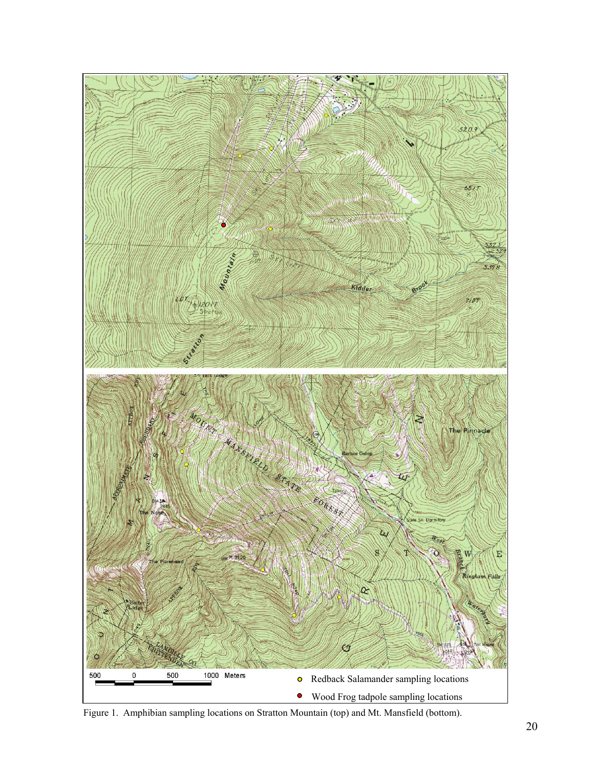Figure 1. Amphibian sampling locations on Stratton Mountain (top) and Mt. Mansfield (bottom).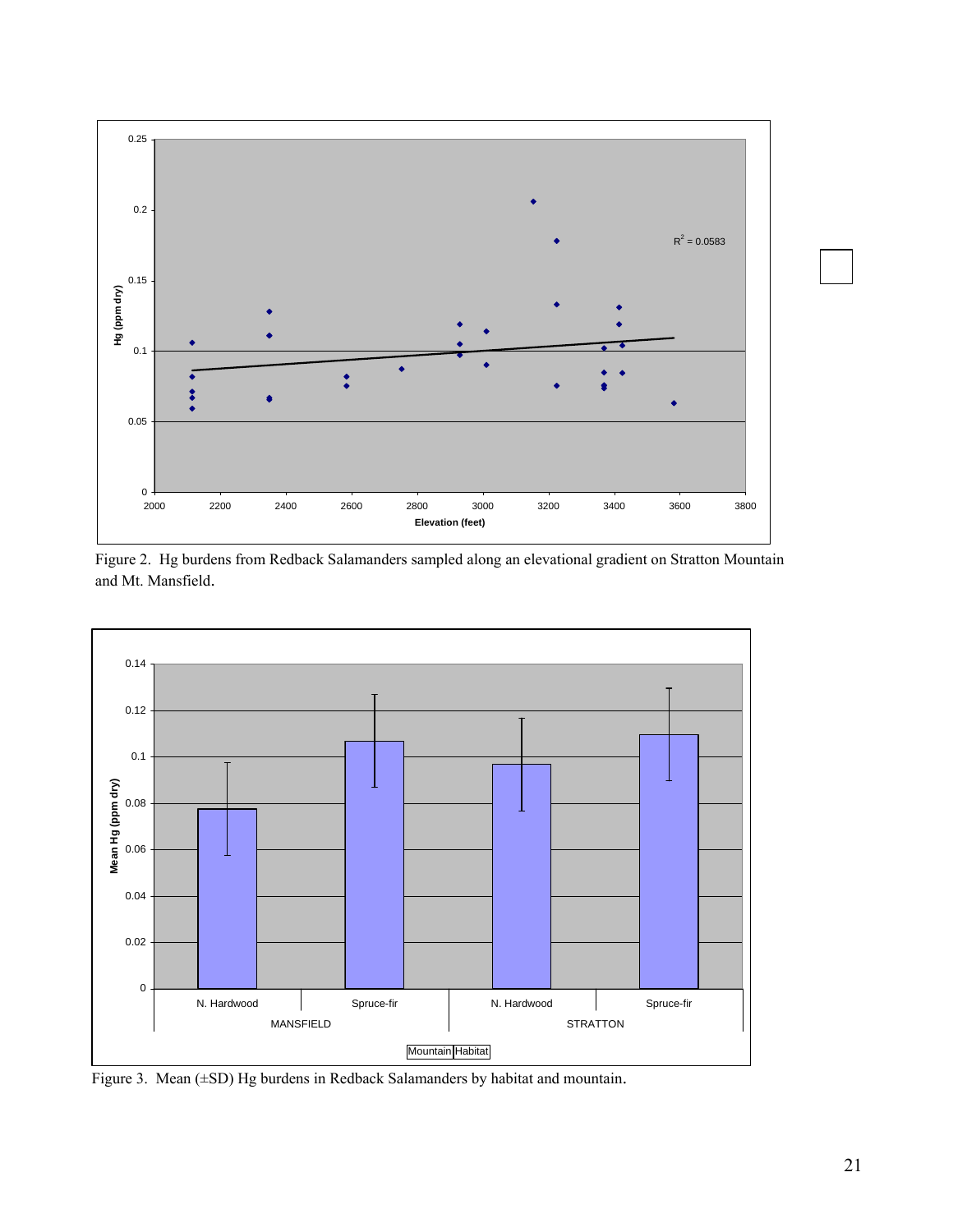0.25
0.2
0.15
0.1
0.05
0
2000
2200
2400
2600
2800
3000
3200
3400
3600
3800
Hg (ppm dry)
Elevation (feet)
$R^2 = 0.0583$

Figure 2. Hg burdens from Redback Salamanders sampled along an elevational gradient on Stratton Mountain and Mt. Mansfield.

0.14
0.12
0.1
0.08
0.06
0.04
0.02
0
Mean Hg (ppm dry)
N. Hardwood
Spruce-fir
N. Hardwood
Spruce-fir
MANSFIELD
STRATTON
Mountain Habitat

Figure 3. Mean (±SD) Hg burdens in Redback Salamanders by habitat and mountain.